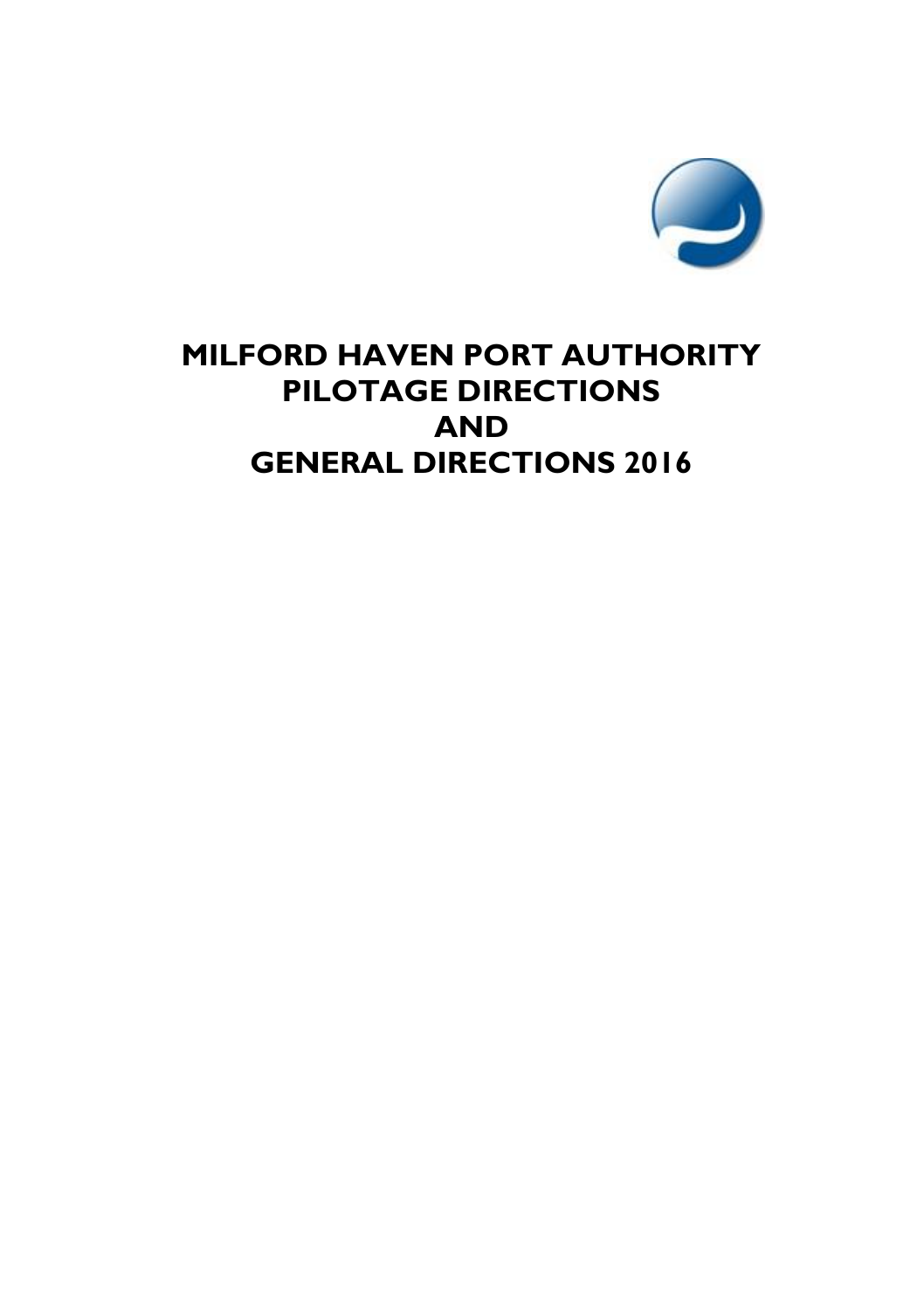# MILFORD HAVEN PORT AUTHORITY PILOTAGE DIRECTIONS AND GENERAL DIRECTIONS 2016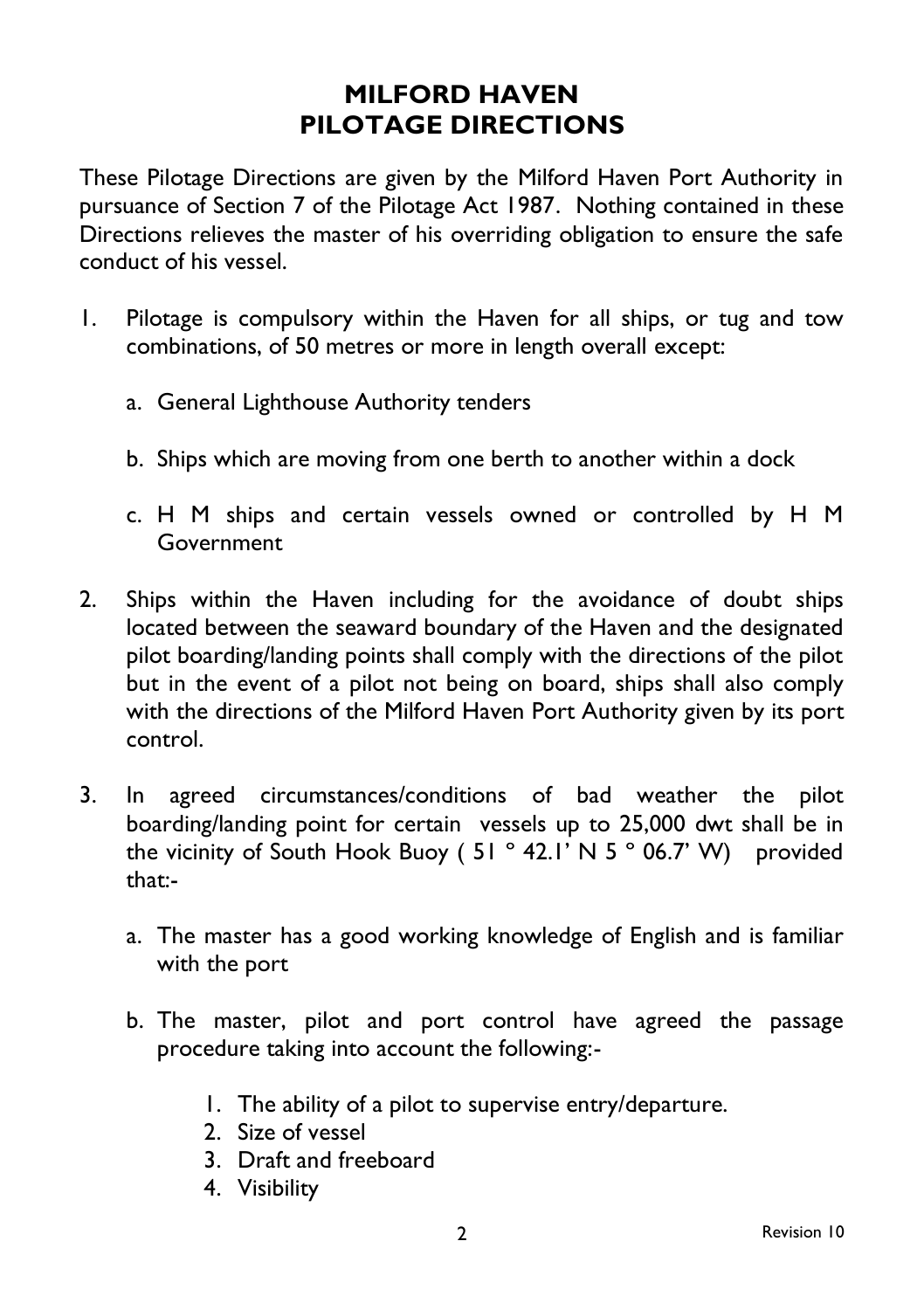# MILFORD HAVEN PILOTAGE DIRECTIONS

These Pilotage Directions are given by the Milford Haven Port Authority in pursuance of Section 7 of the Pilotage Act 1987. Nothing contained in these Directions relieves the master of his overriding obligation to ensure the safe conduct of his vessel.

1. Pilotage is compulsory within the Haven for all ships, or tug and tow combinations, of 50 metres or more in length overall except:

   a. General Lighthouse Authority tenders

   b. Ships which are moving from one berth to another within a dock

   c. H M ships and certain vessels owned or controlled by H M Government

2. Ships within the Haven including for the avoidance of doubt ships located between the seaward boundary of the Haven and the designated pilot boarding/landing points shall comply with the directions of the pilot but in the event of a pilot not being on board, ships shall also comply with the directions of the Milford Haven Port Authority given by its port control.

3. In agreed circumstances/conditions of bad weather the pilot boarding/landing point for certain vessels up to 25,000 dwt shall be in the vicinity of South Hook Buoy ( 51 ° 42.1' N 5 ° 06.7' W) provided that:-

   a. The master has a good working knowledge of English and is familiar with the port

   b. The master, pilot and port control have agreed the passage procedure taking into account the following:-

      1. The ability of a pilot to supervise entry/departure.
      2. Size of vessel
      3. Draft and freeboard
      4. Visibility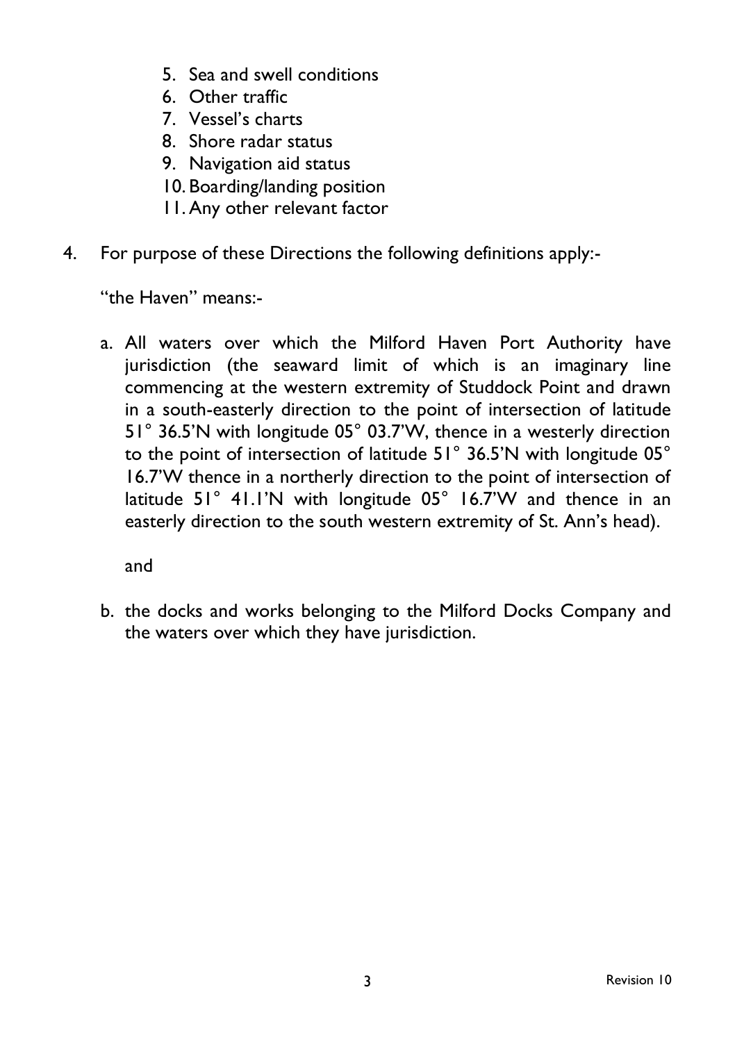5. Sea and swell conditions
6. Other traffic
7. Vessel's charts
8. Shore radar status
9. Navigation aid status
10. Boarding/landing position
11. Any other relevant factor

4. For purpose of these Directions the following definitions apply:-

   "the Haven" means:-

   a. All waters over which the Milford Haven Port Authority have jurisdiction (the seaward limit of which is an imaginary line commencing at the western extremity of Studdock Point and drawn in a south-easterly direction to the point of intersection of latitude 51° 36.5'N with longitude 05° 03.7'W, thence in a westerly direction to the point of intersection of latitude 51° 36.5'N with longitude 05° 16.7'W thence in a northerly direction to the point of intersection of latitude 51° 41.1'N with longitude 05° 16.7'W and thence in an easterly direction to the south western extremity of St. Ann's head).

   and

   b. the docks and works belonging to the Milford Docks Company and the waters over which they have jurisdiction.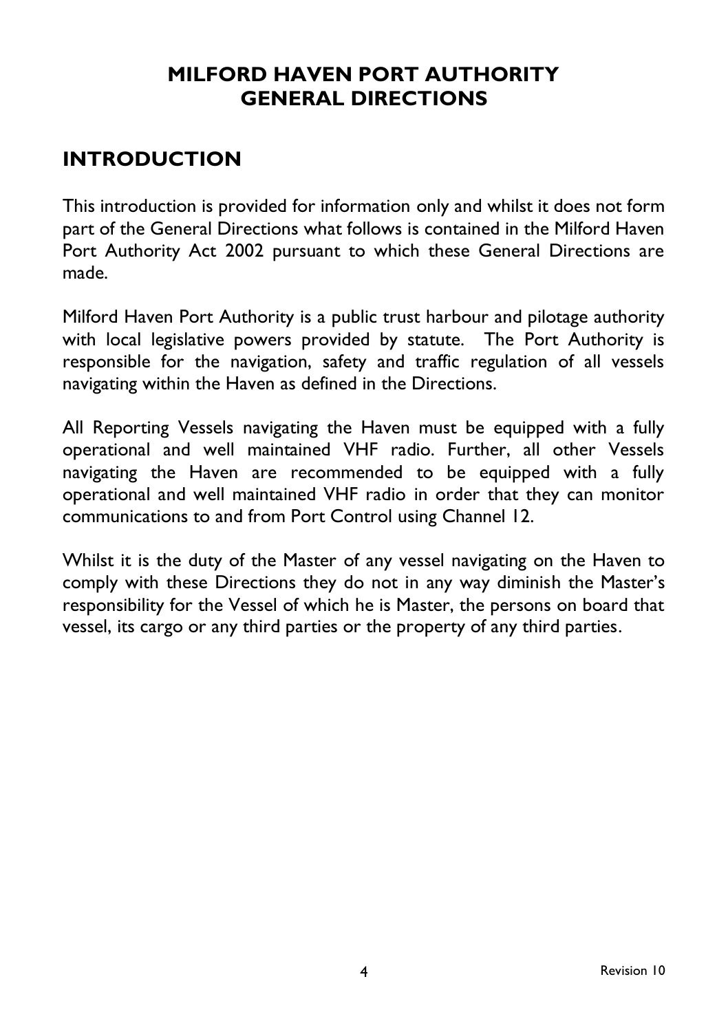# MILFORD HAVEN PORT AUTHORITY
# GENERAL DIRECTIONS

## INTRODUCTION

This introduction is provided for information only and whilst it does not form part of the General Directions what follows is contained in the Milford Haven Port Authority Act 2002 pursuant to which these General Directions are made.

Milford Haven Port Authority is a public trust harbour and pilotage authority with local legislative powers provided by statute. The Port Authority is responsible for the navigation, safety and traffic regulation of all vessels navigating within the Haven as defined in the Directions.

All Reporting Vessels navigating the Haven must be equipped with a fully operational and well maintained VHF radio. Further, all other Vessels navigating the Haven are recommended to be equipped with a fully operational and well maintained VHF radio in order that they can monitor communications to and from Port Control using Channel 12.

Whilst it is the duty of the Master of any vessel navigating on the Haven to comply with these Directions they do not in any way diminish the Master's responsibility for the Vessel of which he is Master, the persons on board that vessel, its cargo or any third parties or the property of any third parties.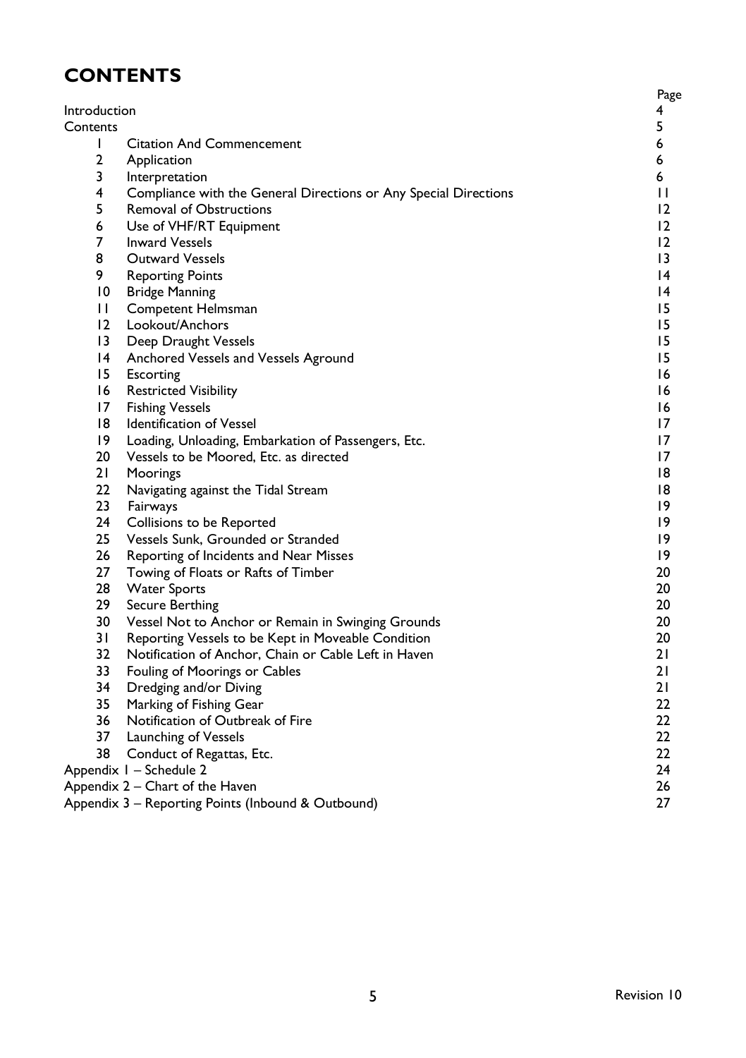# CONTENTS

| | | Page |
|---|---|---|
| Introduction | | 4 |
| Contents | | 5 |
| 1 | Citation And Commencement | 6 |
| 2 | Application | 6 |
| 3 | Interpretation | 6 |
| 4 | Compliance with the General Directions or Any Special Directions | 11 |
| 5 | Removal of Obstructions | 12 |
| 6 | Use of VHF/RT Equipment | 12 |
| 7 | Inward Vessels | 12 |
| 8 | Outward Vessels | 13 |
| 9 | Reporting Points | 14 |
| 10 | Bridge Manning | 14 |
| 11 | Competent Helmsman | 15 |
| 12 | Lookout/Anchors | 15 |
| 13 | Deep Draught Vessels | 15 |
| 14 | Anchored Vessels and Vessels Aground | 15 |
| 15 | Escorting | 16 |
| 16 | Restricted Visibility | 16 |
| 17 | Fishing Vessels | 16 |
| 18 | Identification of Vessel | 17 |
| 19 | Loading, Unloading, Embarkation of Passengers, Etc. | 17 |
| 20 | Vessels to be Moored, Etc. as directed | 17 |
| 21 | Moorings | 18 |
| 22 | Navigating against the Tidal Stream | 18 |
| 23 | Fairways | 19 |
| 24 | Collisions to be Reported | 19 |
| 25 | Vessels Sunk, Grounded or Stranded | 19 |
| 26 | Reporting of Incidents and Near Misses | 19 |
| 27 | Towing of Floats or Rafts of Timber | 20 |
| 28 | Water Sports | 20 |
| 29 | Secure Berthing | 20 |
| 30 | Vessel Not to Anchor or Remain in Swinging Grounds | 20 |
| 31 | Reporting Vessels to be Kept in Moveable Condition | 20 |
| 32 | Notification of Anchor, Chain or Cable Left in Haven | 21 |
| 33 | Fouling of Moorings or Cables | 21 |
| 34 | Dredging and/or Diving | 21 |
| 35 | Marking of Fishing Gear | 22 |
| 36 | Notification of Outbreak of Fire | 22 |
| 37 | Launching of Vessels | 22 |
| 38 | Conduct of Regattas, Etc. | 22 |
| Appendix 1 – Schedule 2 | | 24 |
| Appendix 2 – Chart of the Haven | | 26 |
| Appendix 3 – Reporting Points (Inbound & Outbound) | | 27 |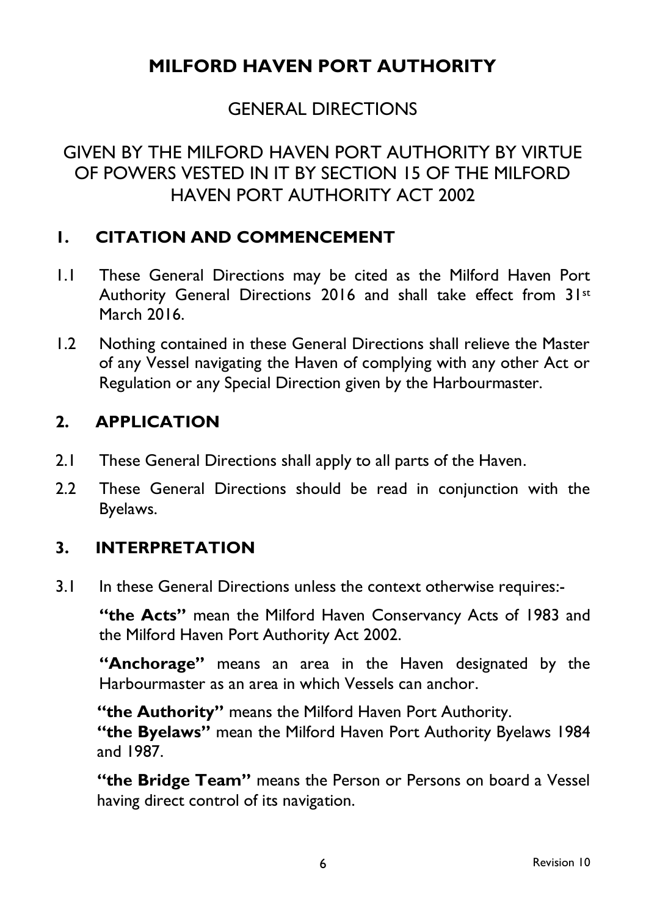# MILFORD HAVEN PORT AUTHORITY

## GENERAL DIRECTIONS

## GIVEN BY THE MILFORD HAVEN PORT AUTHORITY BY VIRTUE OF POWERS VESTED IN IT BY SECTION 15 OF THE MILFORD HAVEN PORT AUTHORITY ACT 2002

### 1. CITATION AND COMMENCEMENT

1.1 These General Directions may be cited as the Milford Haven Port Authority General Directions 2016 and shall take effect from 31st March 2016.

1.2 Nothing contained in these General Directions shall relieve the Master of any Vessel navigating the Haven of complying with any other Act or Regulation or any Special Direction given by the Harbourmaster.

### 2. APPLICATION

2.1 These General Directions shall apply to all parts of the Haven.

2.2 These General Directions should be read in conjunction with the Byelaws.

### 3. INTERPRETATION

3.1 In these General Directions unless the context otherwise requires:-

**"the Acts"** mean the Milford Haven Conservancy Acts of 1983 and the Milford Haven Port Authority Act 2002.

**"Anchorage"** means an area in the Haven designated by the Harbourmaster as an area in which Vessels can anchor.

**"the Authority"** means the Milford Haven Port Authority.

**"the Byelaws"** mean the Milford Haven Port Authority Byelaws 1984 and 1987.

**"the Bridge Team"** means the Person or Persons on board a Vessel having direct control of its navigation.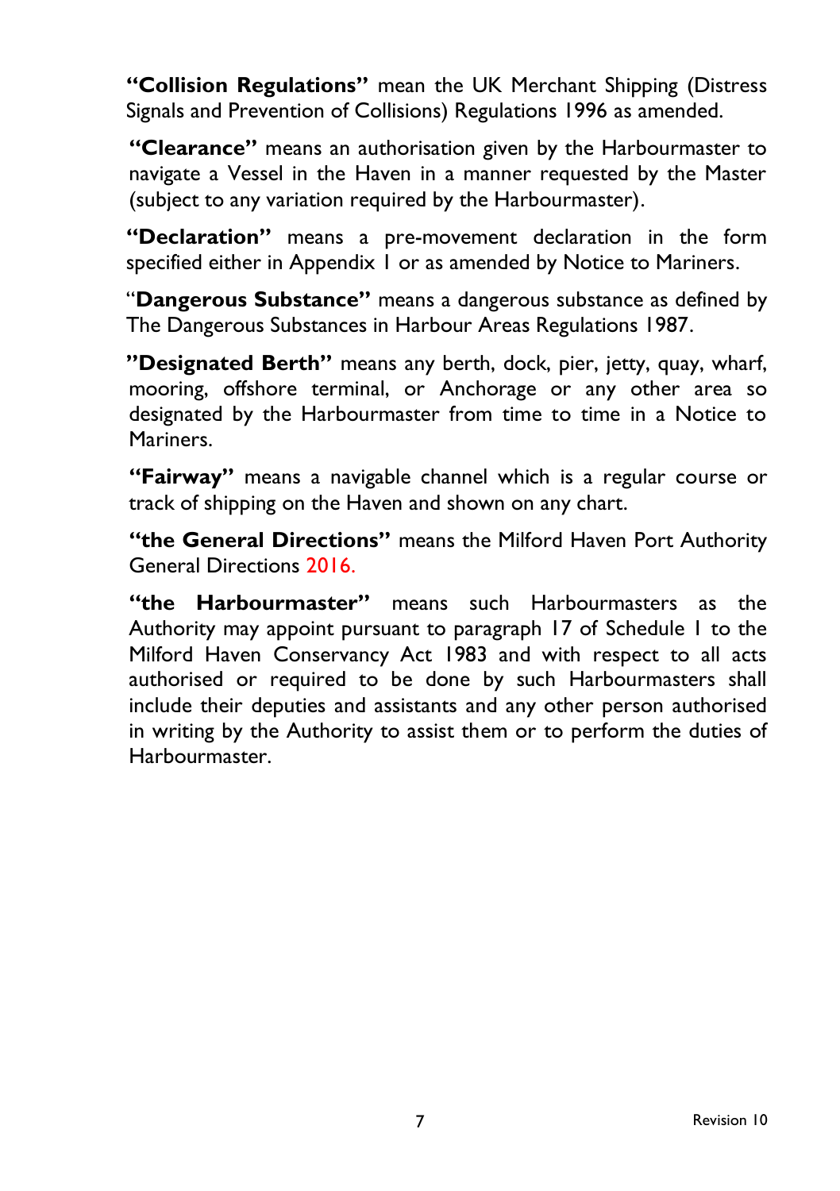**"Collision Regulations"** mean the UK Merchant Shipping (Distress Signals and Prevention of Collisions) Regulations 1996 as amended.

**"Clearance"** means an authorisation given by the Harbourmaster to navigate a Vessel in the Haven in a manner requested by the Master (subject to any variation required by the Harbourmaster).

**"Declaration"** means a pre-movement declaration in the form specified either in Appendix 1 or as amended by Notice to Mariners.

"**Dangerous Substance"** means a dangerous substance as defined by The Dangerous Substances in Harbour Areas Regulations 1987.

**"Designated Berth"** means any berth, dock, pier, jetty, quay, wharf, mooring, offshore terminal, or Anchorage or any other area so designated by the Harbourmaster from time to time in a Notice to Mariners.

**"Fairway"** means a navigable channel which is a regular course or track of shipping on the Haven and shown on any chart.

**"the General Directions"** means the Milford Haven Port Authority General Directions 2016.

**"the Harbourmaster"** means such Harbourmasters as the Authority may appoint pursuant to paragraph 17 of Schedule 1 to the Milford Haven Conservancy Act 1983 and with respect to all acts authorised or required to be done by such Harbourmasters shall include their deputies and assistants and any other person authorised in writing by the Authority to assist them or to perform the duties of Harbourmaster.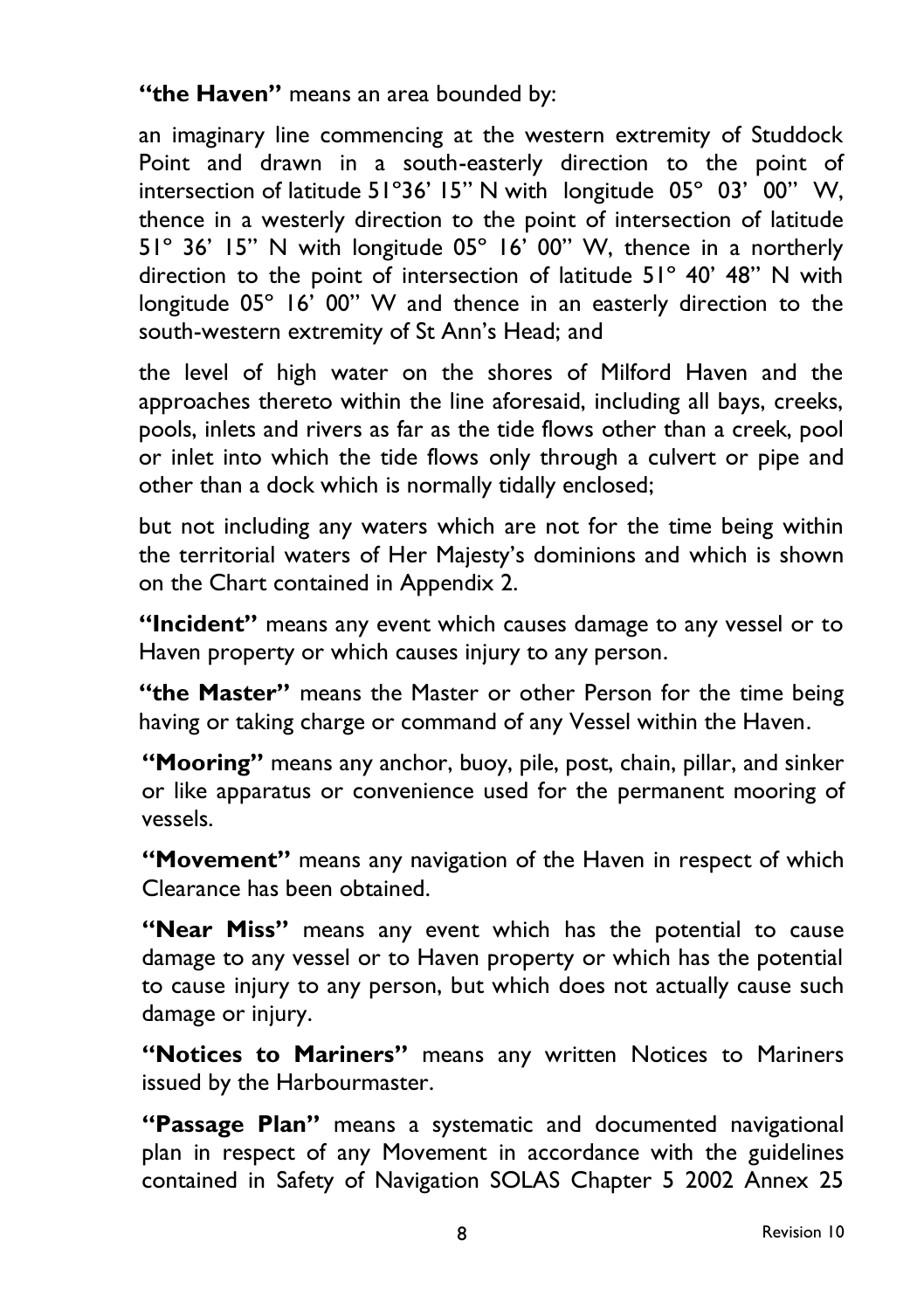**"the Haven"** means an area bounded by:

an imaginary line commencing at the western extremity of Studdock Point and drawn in a south-easterly direction to the point of intersection of latitude 51°36' 15" N with longitude 05° 03' 00" W, thence in a westerly direction to the point of intersection of latitude 51° 36' 15" N with longitude 05° 16' 00" W, thence in a northerly direction to the point of intersection of latitude 51° 40' 48" N with longitude 05° 16' 00" W and thence in an easterly direction to the south-western extremity of St Ann's Head; and

the level of high water on the shores of Milford Haven and the approaches thereto within the line aforesaid, including all bays, creeks, pools, inlets and rivers as far as the tide flows other than a creek, pool or inlet into which the tide flows only through a culvert or pipe and other than a dock which is normally tidally enclosed;

but not including any waters which are not for the time being within the territorial waters of Her Majesty's dominions and which is shown on the Chart contained in Appendix 2.

**"Incident"** means any event which causes damage to any vessel or to Haven property or which causes injury to any person.

**"the Master"** means the Master or other Person for the time being having or taking charge or command of any Vessel within the Haven.

**"Mooring"** means any anchor, buoy, pile, post, chain, pillar, and sinker or like apparatus or convenience used for the permanent mooring of vessels.

**"Movement"** means any navigation of the Haven in respect of which Clearance has been obtained.

**"Near Miss"** means any event which has the potential to cause damage to any vessel or to Haven property or which has the potential to cause injury to any person, but which does not actually cause such damage or injury.

**"Notices to Mariners"** means any written Notices to Mariners issued by the Harbourmaster.

**"Passage Plan"** means a systematic and documented navigational plan in respect of any Movement in accordance with the guidelines contained in Safety of Navigation SOLAS Chapter 5 2002 Annex 25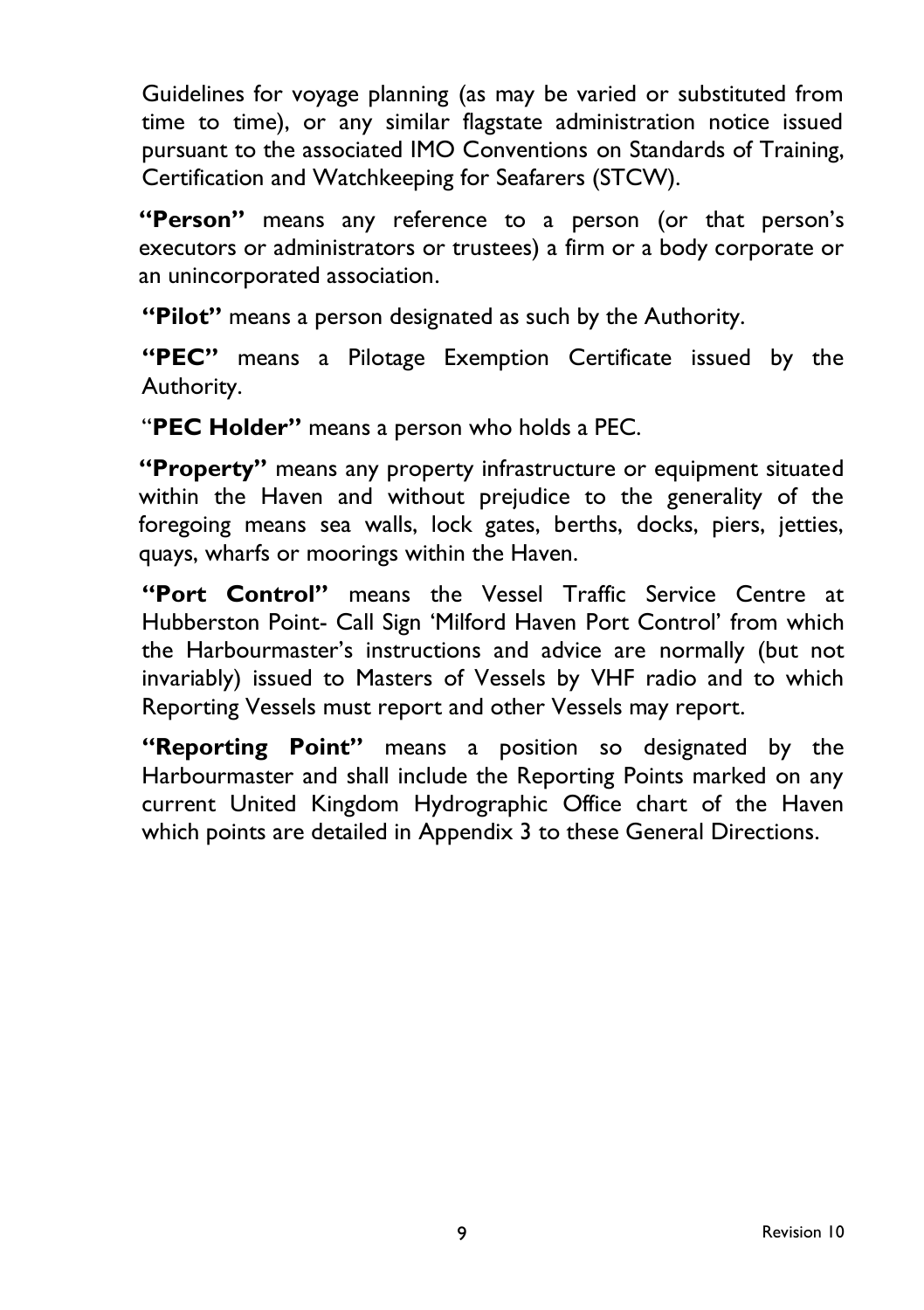Guidelines for voyage planning (as may be varied or substituted from time to time), or any similar flagstate administration notice issued pursuant to the associated IMO Conventions on Standards of Training, Certification and Watchkeeping for Seafarers (STCW).

**"Person"** means any reference to a person (or that person's executors or administrators or trustees) a firm or a body corporate or an unincorporated association.

**"Pilot"** means a person designated as such by the Authority.

**"PEC"** means a Pilotage Exemption Certificate issued by the Authority.

"**PEC Holder"** means a person who holds a PEC.

**"Property"** means any property infrastructure or equipment situated within the Haven and without prejudice to the generality of the foregoing means sea walls, lock gates, berths, docks, piers, jetties, quays, wharfs or moorings within the Haven.

**"Port Control"** means the Vessel Traffic Service Centre at Hubberston Point- Call Sign 'Milford Haven Port Control' from which the Harbourmaster's instructions and advice are normally (but not invariably) issued to Masters of Vessels by VHF radio and to which Reporting Vessels must report and other Vessels may report.

**"Reporting Point"** means a position so designated by the Harbourmaster and shall include the Reporting Points marked on any current United Kingdom Hydrographic Office chart of the Haven which points are detailed in Appendix 3 to these General Directions.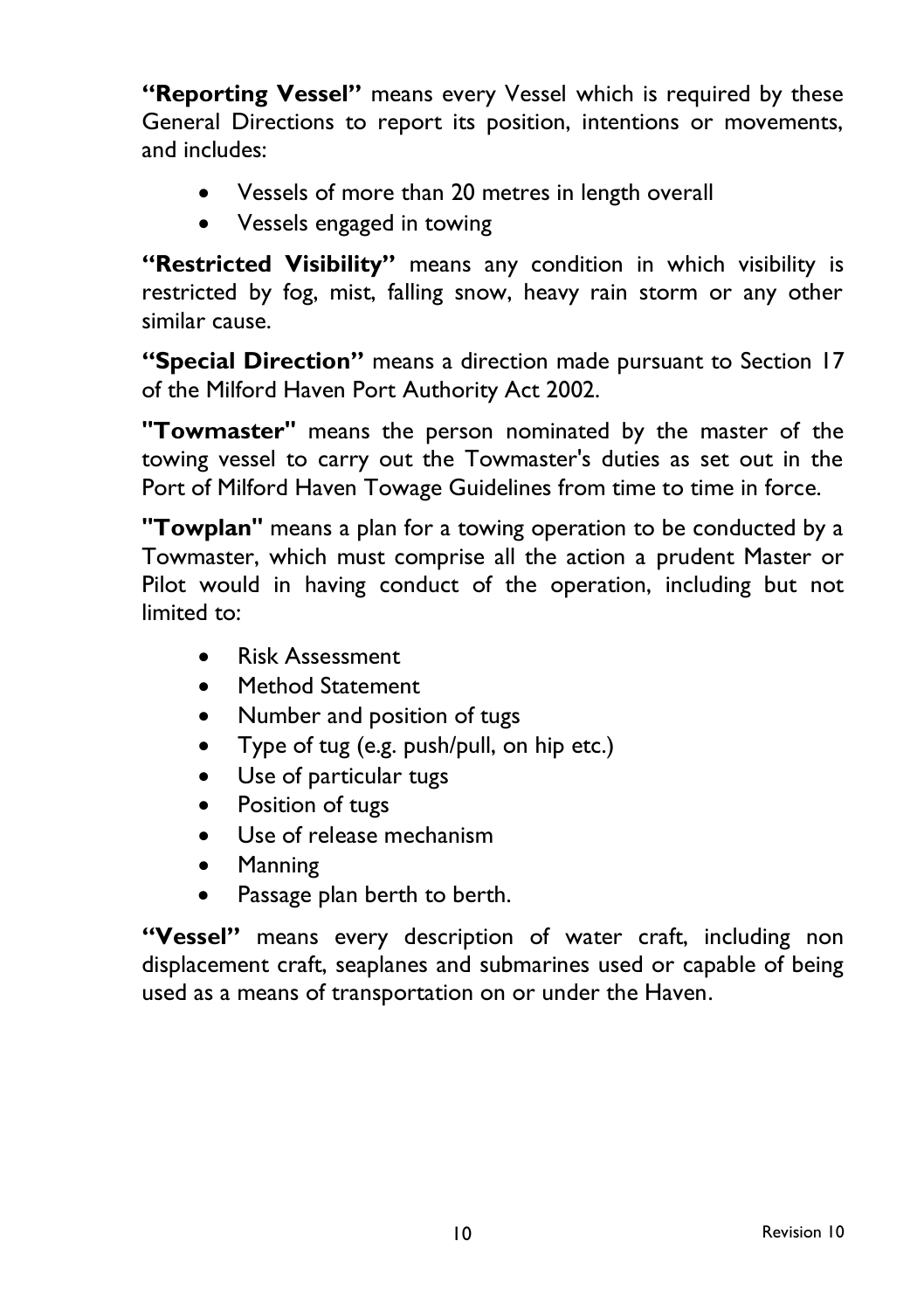**"Reporting Vessel"** means every Vessel which is required by these General Directions to report its position, intentions or movements, and includes:

- Vessels of more than 20 metres in length overall
- Vessels engaged in towing

**"Restricted Visibility"** means any condition in which visibility is restricted by fog, mist, falling snow, heavy rain storm or any other similar cause.

**"Special Direction"** means a direction made pursuant to Section 17 of the Milford Haven Port Authority Act 2002.

**"Towmaster"** means the person nominated by the master of the towing vessel to carry out the Towmaster's duties as set out in the Port of Milford Haven Towage Guidelines from time to time in force.

**"Towplan"** means a plan for a towing operation to be conducted by a Towmaster, which must comprise all the action a prudent Master or Pilot would in having conduct of the operation, including but not limited to:

- Risk Assessment
- Method Statement
- Number and position of tugs
- Type of tug (e.g. push/pull, on hip etc.)
- Use of particular tugs
- Position of tugs
- Use of release mechanism
- Manning
- Passage plan berth to berth.

**"Vessel"** means every description of water craft, including non displacement craft, seaplanes and submarines used or capable of being used as a means of transportation on or under the Haven.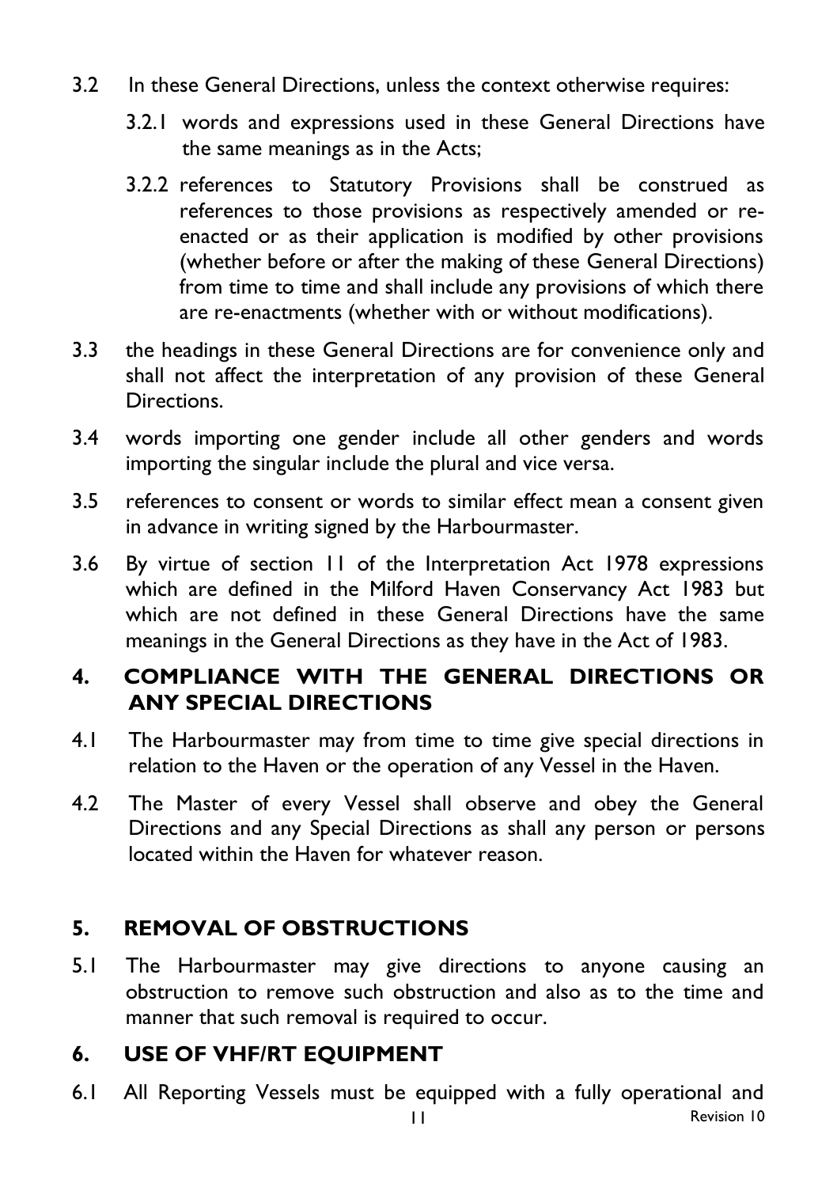3.2 In these General Directions, unless the context otherwise requires:

3.2.1 words and expressions used in these General Directions have the same meanings as in the Acts;

3.2.2 references to Statutory Provisions shall be construed as references to those provisions as respectively amended or re-enacted or as their application is modified by other provisions (whether before or after the making of these General Directions) from time to time and shall include any provisions of which there are re-enactments (whether with or without modifications).

3.3 the headings in these General Directions are for convenience only and shall not affect the interpretation of any provision of these General Directions.

3.4 words importing one gender include all other genders and words importing the singular include the plural and vice versa.

3.5 references to consent or words to similar effect mean a consent given in advance in writing signed by the Harbourmaster.

3.6 By virtue of section 11 of the Interpretation Act 1978 expressions which are defined in the Milford Haven Conservancy Act 1983 but which are not defined in these General Directions have the same meanings in the General Directions as they have in the Act of 1983.

## 4. COMPLIANCE WITH THE GENERAL DIRECTIONS OR ANY SPECIAL DIRECTIONS

4.1 The Harbourmaster may from time to time give special directions in relation to the Haven or the operation of any Vessel in the Haven.

4.2 The Master of every Vessel shall observe and obey the General Directions and any Special Directions as shall any person or persons located within the Haven for whatever reason.

## 5. REMOVAL OF OBSTRUCTIONS

5.1 The Harbourmaster may give directions to anyone causing an obstruction to remove such obstruction and also as to the time and manner that such removal is required to occur.

## 6. USE OF VHF/RT EQUIPMENT

6.1 All Reporting Vessels must be equipped with a fully operational and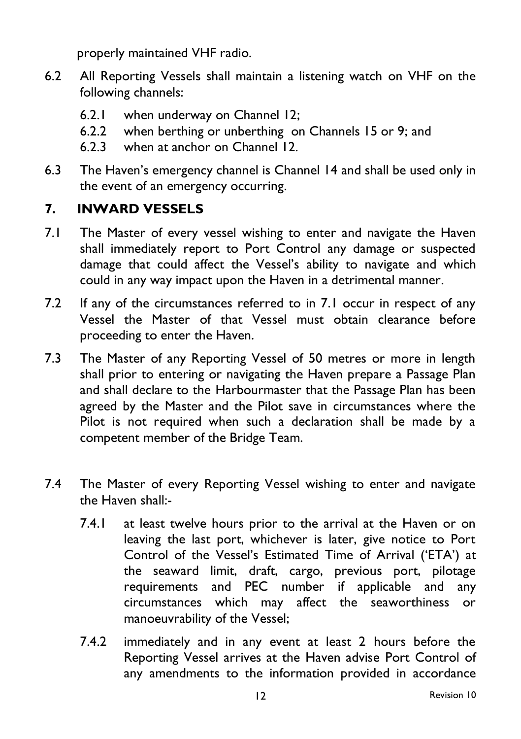properly maintained VHF radio.

6.2 All Reporting Vessels shall maintain a listening watch on VHF on the following channels:

6.2.1 when underway on Channel 12;
6.2.2 when berthing or unberthing on Channels 15 or 9; and
6.2.3 when at anchor on Channel 12.

6.3 The Haven's emergency channel is Channel 14 and shall be used only in the event of an emergency occurring.

## 7. INWARD VESSELS

7.1 The Master of every vessel wishing to enter and navigate the Haven shall immediately report to Port Control any damage or suspected damage that could affect the Vessel's ability to navigate and which could in any way impact upon the Haven in a detrimental manner.

7.2 If any of the circumstances referred to in 7.1 occur in respect of any Vessel the Master of that Vessel must obtain clearance before proceeding to enter the Haven.

7.3 The Master of any Reporting Vessel of 50 metres or more in length shall prior to entering or navigating the Haven prepare a Passage Plan and shall declare to the Harbourmaster that the Passage Plan has been agreed by the Master and the Pilot save in circumstances where the Pilot is not required when such a declaration shall be made by a competent member of the Bridge Team.

7.4 The Master of every Reporting Vessel wishing to enter and navigate the Haven shall:-

7.4.1 at least twelve hours prior to the arrival at the Haven or on leaving the last port, whichever is later, give notice to Port Control of the Vessel's Estimated Time of Arrival ('ETA') at the seaward limit, draft, cargo, previous port, pilotage requirements and PEC number if applicable and any circumstances which may affect the seaworthiness or manoeuvrability of the Vessel;

7.4.2 immediately and in any event at least 2 hours before the Reporting Vessel arrives at the Haven advise Port Control of any amendments to the information provided in accordance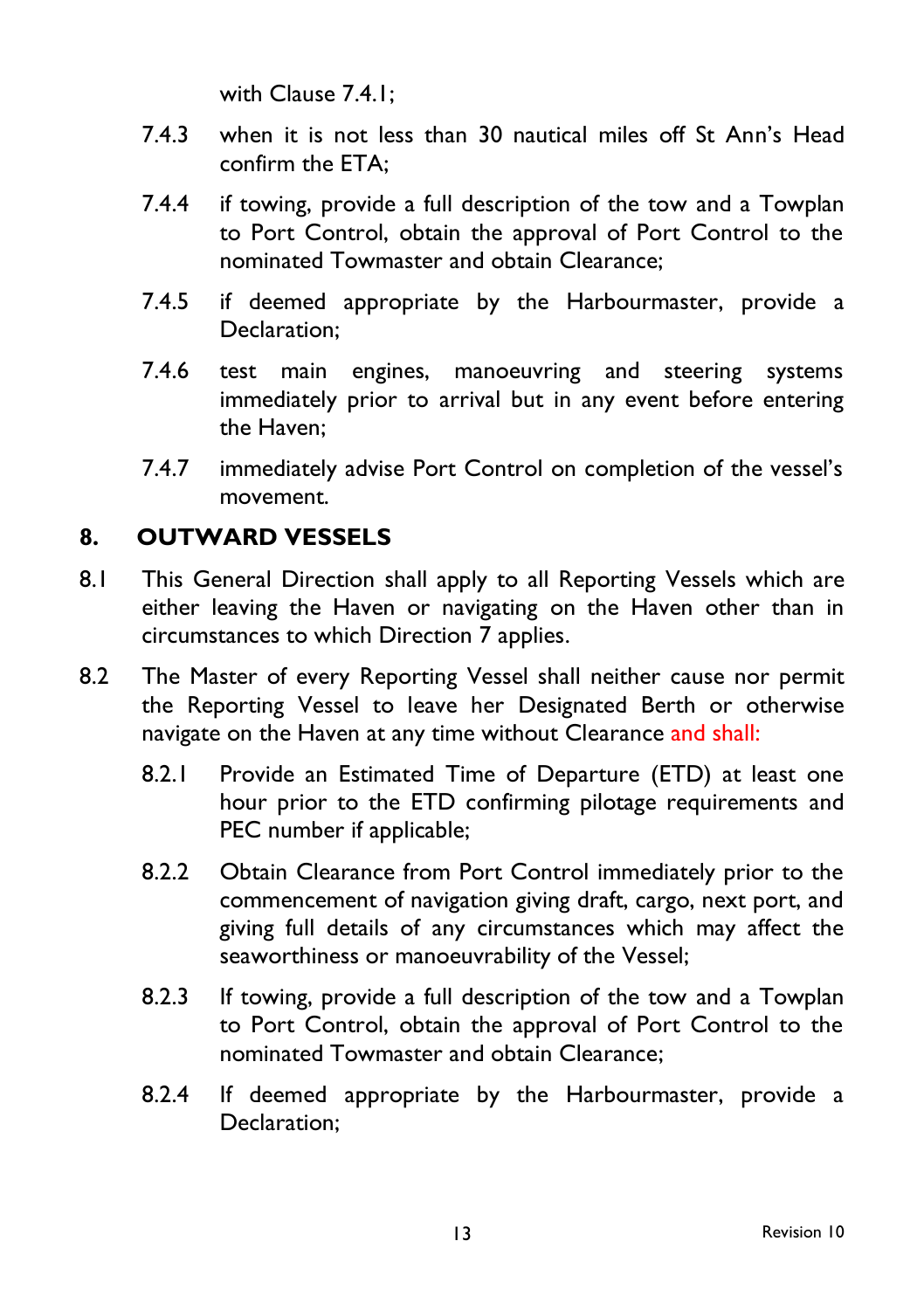with Clause 7.4.1;

7.4.3 when it is not less than 30 nautical miles off St Ann's Head confirm the ETA;

7.4.4 if towing, provide a full description of the tow and a Towplan to Port Control, obtain the approval of Port Control to the nominated Towmaster and obtain Clearance;

7.4.5 if deemed appropriate by the Harbourmaster, provide a Declaration;

7.4.6 test main engines, manoeuvring and steering systems immediately prior to arrival but in any event before entering the Haven;

7.4.7 immediately advise Port Control on completion of the vessel's movement.

## 8. OUTWARD VESSELS

8.1 This General Direction shall apply to all Reporting Vessels which are either leaving the Haven or navigating on the Haven other than in circumstances to which Direction 7 applies.

8.2 The Master of every Reporting Vessel shall neither cause nor permit the Reporting Vessel to leave her Designated Berth or otherwise navigate on the Haven at any time without Clearance and shall:

8.2.1 Provide an Estimated Time of Departure (ETD) at least one hour prior to the ETD confirming pilotage requirements and PEC number if applicable;

8.2.2 Obtain Clearance from Port Control immediately prior to the commencement of navigation giving draft, cargo, next port, and giving full details of any circumstances which may affect the seaworthiness or manoeuvrability of the Vessel;

8.2.3 If towing, provide a full description of the tow and a Towplan to Port Control, obtain the approval of Port Control to the nominated Towmaster and obtain Clearance;

8.2.4 If deemed appropriate by the Harbourmaster, provide a Declaration;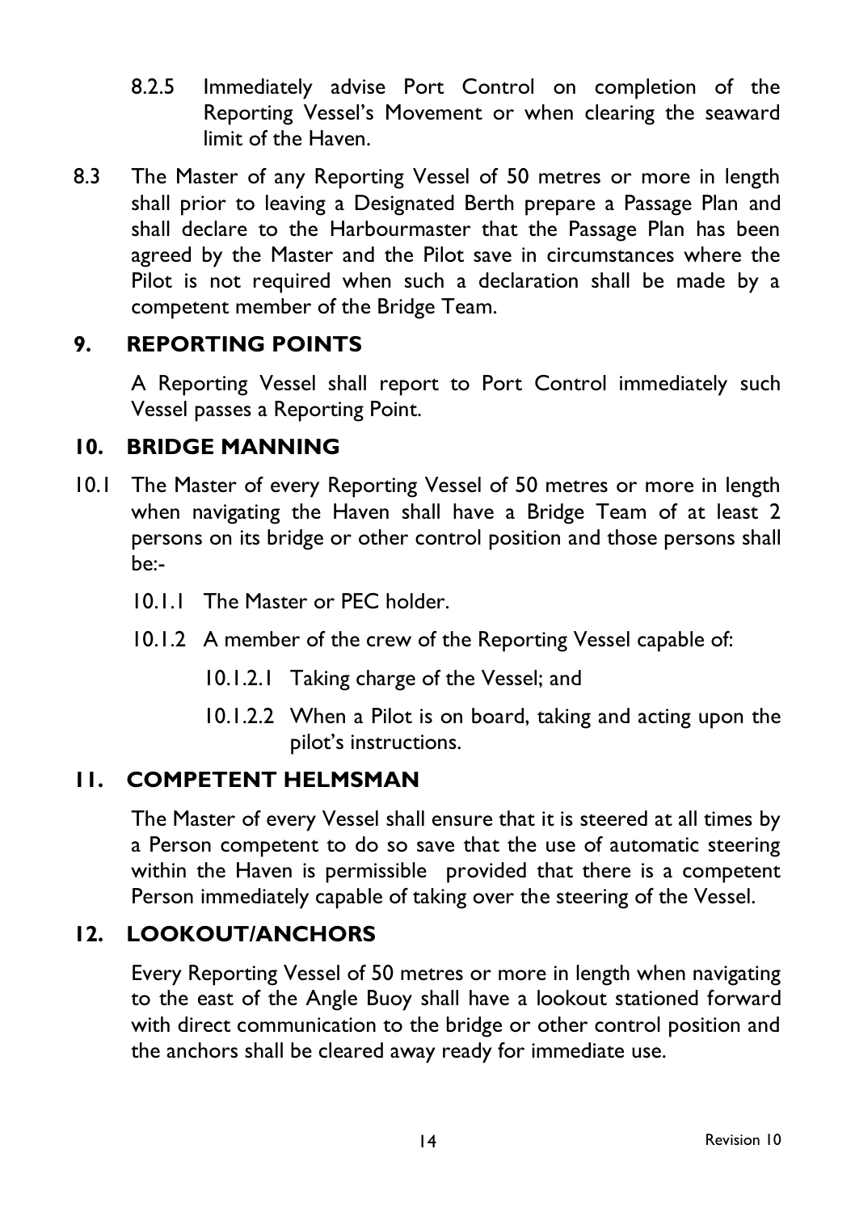8.2.5 Immediately advise Port Control on completion of the Reporting Vessel's Movement or when clearing the seaward limit of the Haven.

8.3 The Master of any Reporting Vessel of 50 metres or more in length shall prior to leaving a Designated Berth prepare a Passage Plan and shall declare to the Harbourmaster that the Passage Plan has been agreed by the Master and the Pilot save in circumstances where the Pilot is not required when such a declaration shall be made by a competent member of the Bridge Team.

## 9. REPORTING POINTS

A Reporting Vessel shall report to Port Control immediately such Vessel passes a Reporting Point.

## 10. BRIDGE MANNING

10.1 The Master of every Reporting Vessel of 50 metres or more in length when navigating the Haven shall have a Bridge Team of at least 2 persons on its bridge or other control position and those persons shall be:-

10.1.1 The Master or PEC holder.

10.1.2 A member of the crew of the Reporting Vessel capable of:

10.1.2.1 Taking charge of the Vessel; and

10.1.2.2 When a Pilot is on board, taking and acting upon the pilot's instructions.

## 11. COMPETENT HELMSMAN

The Master of every Vessel shall ensure that it is steered at all times by a Person competent to do so save that the use of automatic steering within the Haven is permissible provided that there is a competent Person immediately capable of taking over the steering of the Vessel.

## 12. LOOKOUT/ANCHORS

Every Reporting Vessel of 50 metres or more in length when navigating to the east of the Angle Buoy shall have a lookout stationed forward with direct communication to the bridge or other control position and the anchors shall be cleared away ready for immediate use.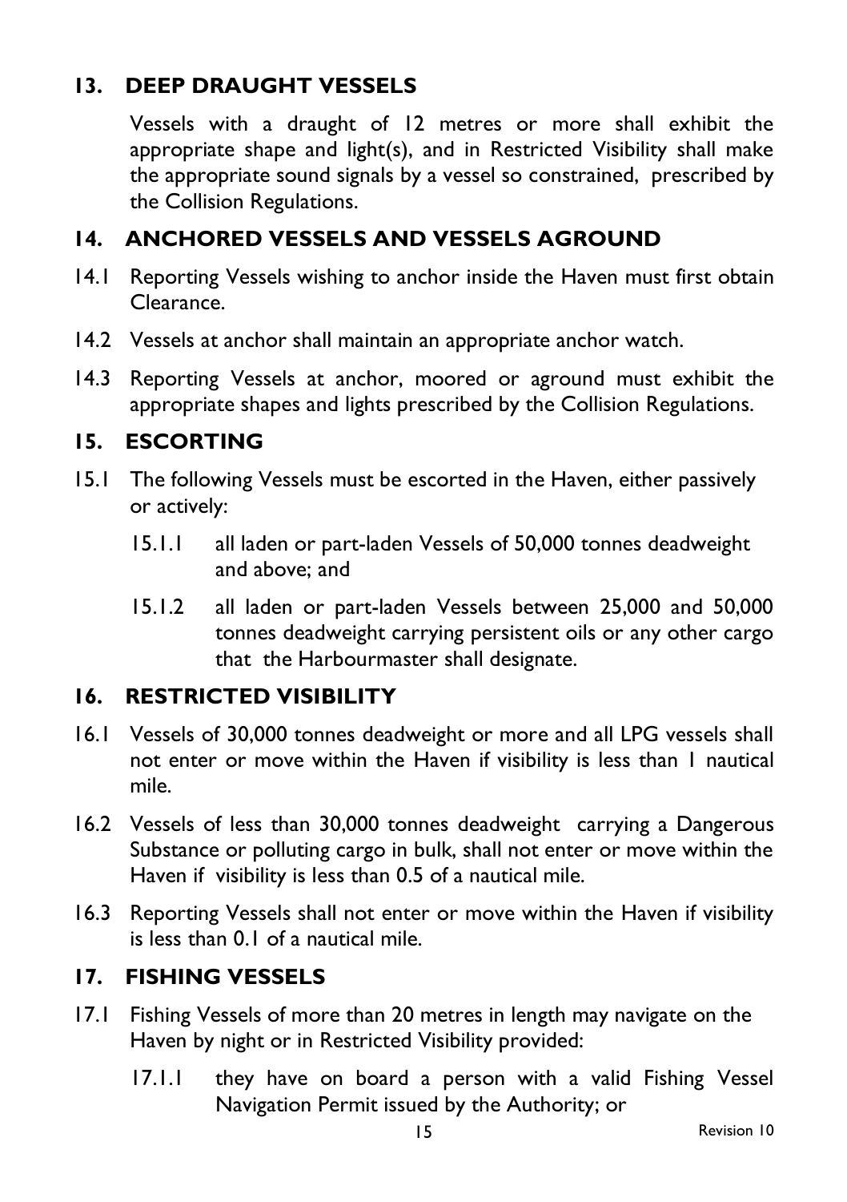## 13. DEEP DRAUGHT VESSELS

Vessels with a draught of 12 metres or more shall exhibit the appropriate shape and light(s), and in Restricted Visibility shall make the appropriate sound signals by a vessel so constrained, prescribed by the Collision Regulations.

## 14. ANCHORED VESSELS AND VESSELS AGROUND

14.1 Reporting Vessels wishing to anchor inside the Haven must first obtain Clearance.

14.2 Vessels at anchor shall maintain an appropriate anchor watch.

14.3 Reporting Vessels at anchor, moored or aground must exhibit the appropriate shapes and lights prescribed by the Collision Regulations.

## 15. ESCORTING

15.1 The following Vessels must be escorted in the Haven, either passively or actively:

- 15.1.1 all laden or part-laden Vessels of 50,000 tonnes deadweight and above; and
- 15.1.2 all laden or part-laden Vessels between 25,000 and 50,000 tonnes deadweight carrying persistent oils or any other cargo that the Harbourmaster shall designate.

## 16. RESTRICTED VISIBILITY

16.1 Vessels of 30,000 tonnes deadweight or more and all LPG vessels shall not enter or move within the Haven if visibility is less than 1 nautical mile.

16.2 Vessels of less than 30,000 tonnes deadweight carrying a Dangerous Substance or polluting cargo in bulk, shall not enter or move within the Haven if visibility is less than 0.5 of a nautical mile.

16.3 Reporting Vessels shall not enter or move within the Haven if visibility is less than 0.1 of a nautical mile.

## 17. FISHING VESSELS

17.1 Fishing Vessels of more than 20 metres in length may navigate on the Haven by night or in Restricted Visibility provided:

- 17.1.1 they have on board a person with a valid Fishing Vessel Navigation Permit issued by the Authority; or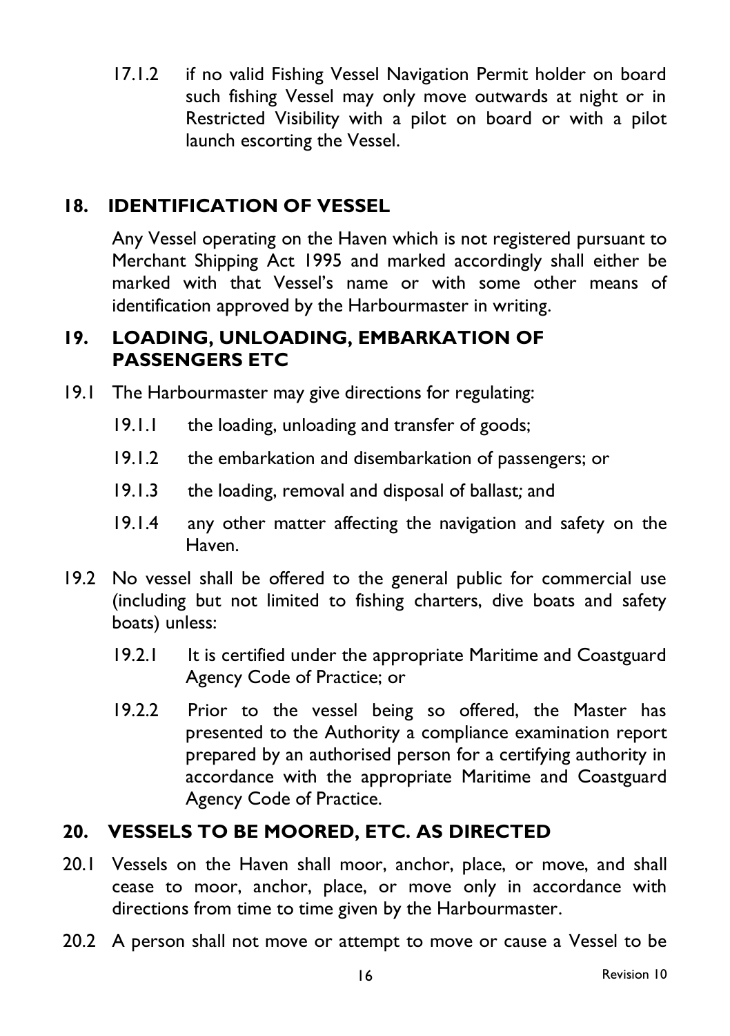17.1.2 if no valid Fishing Vessel Navigation Permit holder on board such fishing Vessel may only move outwards at night or in Restricted Visibility with a pilot on board or with a pilot launch escorting the Vessel.

## 18. IDENTIFICATION OF VESSEL

Any Vessel operating on the Haven which is not registered pursuant to Merchant Shipping Act 1995 and marked accordingly shall either be marked with that Vessel's name or with some other means of identification approved by the Harbourmaster in writing.

## 19. LOADING, UNLOADING, EMBARKATION OF PASSENGERS ETC

19.1 The Harbourmaster may give directions for regulating:

19.1.1 the loading, unloading and transfer of goods;

19.1.2 the embarkation and disembarkation of passengers; or

19.1.3 the loading, removal and disposal of ballast; and

19.1.4 any other matter affecting the navigation and safety on the Haven.

19.2 No vessel shall be offered to the general public for commercial use (including but not limited to fishing charters, dive boats and safety boats) unless:

19.2.1 It is certified under the appropriate Maritime and Coastguard Agency Code of Practice; or

19.2.2 Prior to the vessel being so offered, the Master has presented to the Authority a compliance examination report prepared by an authorised person for a certifying authority in accordance with the appropriate Maritime and Coastguard Agency Code of Practice.

## 20. VESSELS TO BE MOORED, ETC. AS DIRECTED

20.1 Vessels on the Haven shall moor, anchor, place, or move, and shall cease to moor, anchor, place, or move only in accordance with directions from time to time given by the Harbourmaster.

20.2 A person shall not move or attempt to move or cause a Vessel to be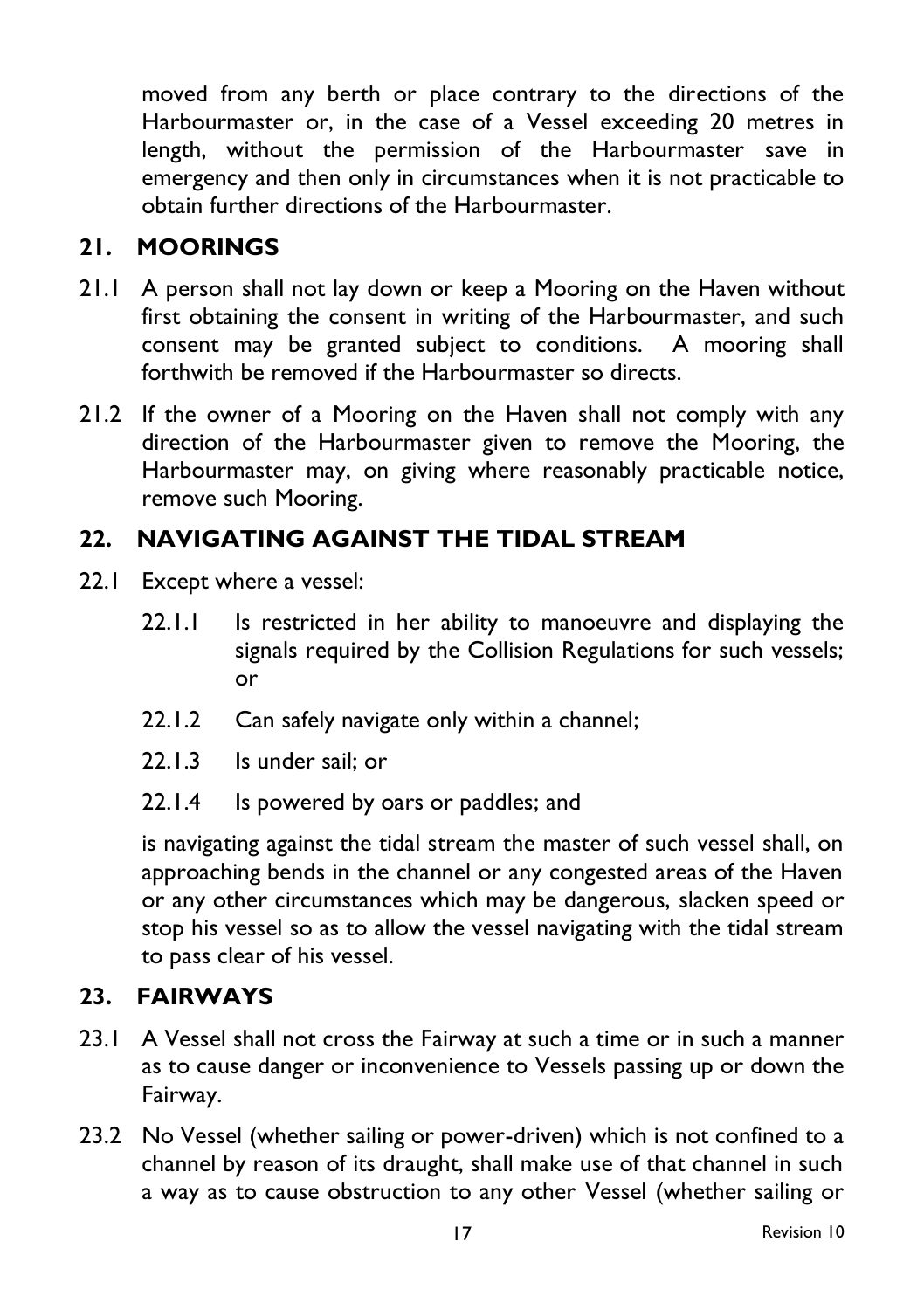moved from any berth or place contrary to the directions of the Harbourmaster or, in the case of a Vessel exceeding 20 metres in length, without the permission of the Harbourmaster save in emergency and then only in circumstances when it is not practicable to obtain further directions of the Harbourmaster.

## 21. MOORINGS

21.1 A person shall not lay down or keep a Mooring on the Haven without first obtaining the consent in writing of the Harbourmaster, and such consent may be granted subject to conditions. A mooring shall forthwith be removed if the Harbourmaster so directs.

21.2 If the owner of a Mooring on the Haven shall not comply with any direction of the Harbourmaster given to remove the Mooring, the Harbourmaster may, on giving where reasonably practicable notice, remove such Mooring.

## 22. NAVIGATING AGAINST THE TIDAL STREAM

22.1 Except where a vessel:

22.1.1 Is restricted in her ability to manoeuvre and displaying the signals required by the Collision Regulations for such vessels; or

22.1.2 Can safely navigate only within a channel;

22.1.3 Is under sail; or

22.1.4 Is powered by oars or paddles; and

is navigating against the tidal stream the master of such vessel shall, on approaching bends in the channel or any congested areas of the Haven or any other circumstances which may be dangerous, slacken speed or stop his vessel so as to allow the vessel navigating with the tidal stream to pass clear of his vessel.

## 23. FAIRWAYS

23.1 A Vessel shall not cross the Fairway at such a time or in such a manner as to cause danger or inconvenience to Vessels passing up or down the Fairway.

23.2 No Vessel (whether sailing or power-driven) which is not confined to a channel by reason of its draught, shall make use of that channel in such a way as to cause obstruction to any other Vessel (whether sailing or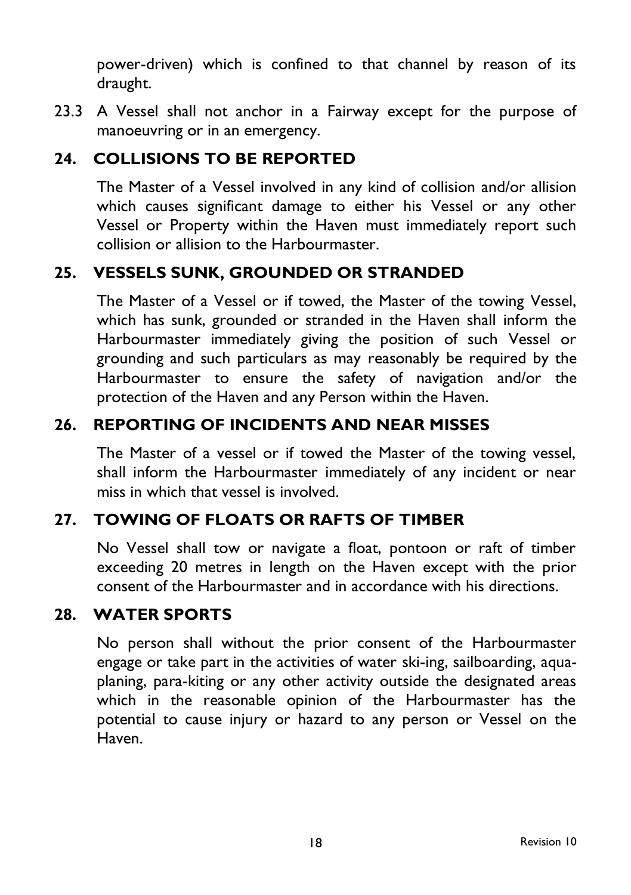power-driven) which is confined to that channel by reason of its draught.

23.3 A Vessel shall not anchor in a Fairway except for the purpose of manoeuvring or in an emergency.

## 24. COLLISIONS TO BE REPORTED

The Master of a Vessel involved in any kind of collision and/or allision which causes significant damage to either his Vessel or any other Vessel or Property within the Haven must immediately report such collision or allision to the Harbourmaster.

## 25. VESSELS SUNK, GROUNDED OR STRANDED

The Master of a Vessel or if towed, the Master of the towing Vessel, which has sunk, grounded or stranded in the Haven shall inform the Harbourmaster immediately giving the position of such Vessel or grounding and such particulars as may reasonably be required by the Harbourmaster to ensure the safety of navigation and/or the protection of the Haven and any Person within the Haven.

## 26. REPORTING OF INCIDENTS AND NEAR MISSES

The Master of a vessel or if towed the Master of the towing vessel, shall inform the Harbourmaster immediately of any incident or near miss in which that vessel is involved.

## 27. TOWING OF FLOATS OR RAFTS OF TIMBER

No Vessel shall tow or navigate a float, pontoon or raft of timber exceeding 20 metres in length on the Haven except with the prior consent of the Harbourmaster and in accordance with his directions.

## 28. WATER SPORTS

No person shall without the prior consent of the Harbourmaster engage or take part in the activities of water ski-ing, sailboarding, aqua-planing, para-kiting or any other activity outside the designated areas which in the reasonable opinion of the Harbourmaster has the potential to cause injury or hazard to any person or Vessel on the Haven.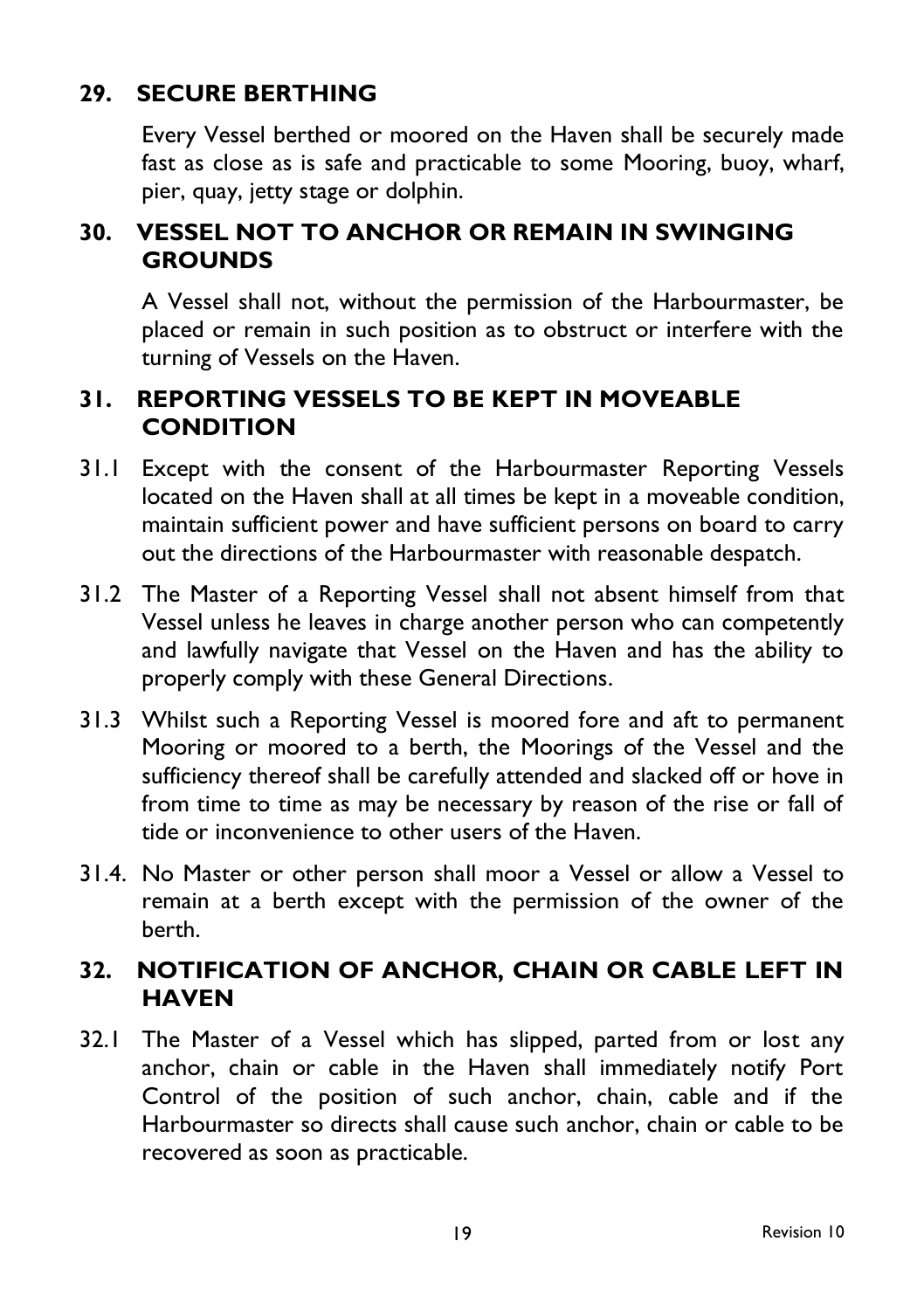## 29. SECURE BERTHING

Every Vessel berthed or moored on the Haven shall be securely made fast as close as is safe and practicable to some Mooring, buoy, wharf, pier, quay, jetty stage or dolphin.

## 30. VESSEL NOT TO ANCHOR OR REMAIN IN SWINGING GROUNDS

A Vessel shall not, without the permission of the Harbourmaster, be placed or remain in such position as to obstruct or interfere with the turning of Vessels on the Haven.

## 31. REPORTING VESSELS TO BE KEPT IN MOVEABLE CONDITION

31.1 Except with the consent of the Harbourmaster Reporting Vessels located on the Haven shall at all times be kept in a moveable condition, maintain sufficient power and have sufficient persons on board to carry out the directions of the Harbourmaster with reasonable despatch.

31.2 The Master of a Reporting Vessel shall not absent himself from that Vessel unless he leaves in charge another person who can competently and lawfully navigate that Vessel on the Haven and has the ability to properly comply with these General Directions.

31.3 Whilst such a Reporting Vessel is moored fore and aft to permanent Mooring or moored to a berth, the Moorings of the Vessel and the sufficiency thereof shall be carefully attended and slacked off or hove in from time to time as may be necessary by reason of the rise or fall of tide or inconvenience to other users of the Haven.

31.4. No Master or other person shall moor a Vessel or allow a Vessel to remain at a berth except with the permission of the owner of the berth.

## 32. NOTIFICATION OF ANCHOR, CHAIN OR CABLE LEFT IN HAVEN

32.1 The Master of a Vessel which has slipped, parted from or lost any anchor, chain or cable in the Haven shall immediately notify Port Control of the position of such anchor, chain, cable and if the Harbourmaster so directs shall cause such anchor, chain or cable to be recovered as soon as practicable.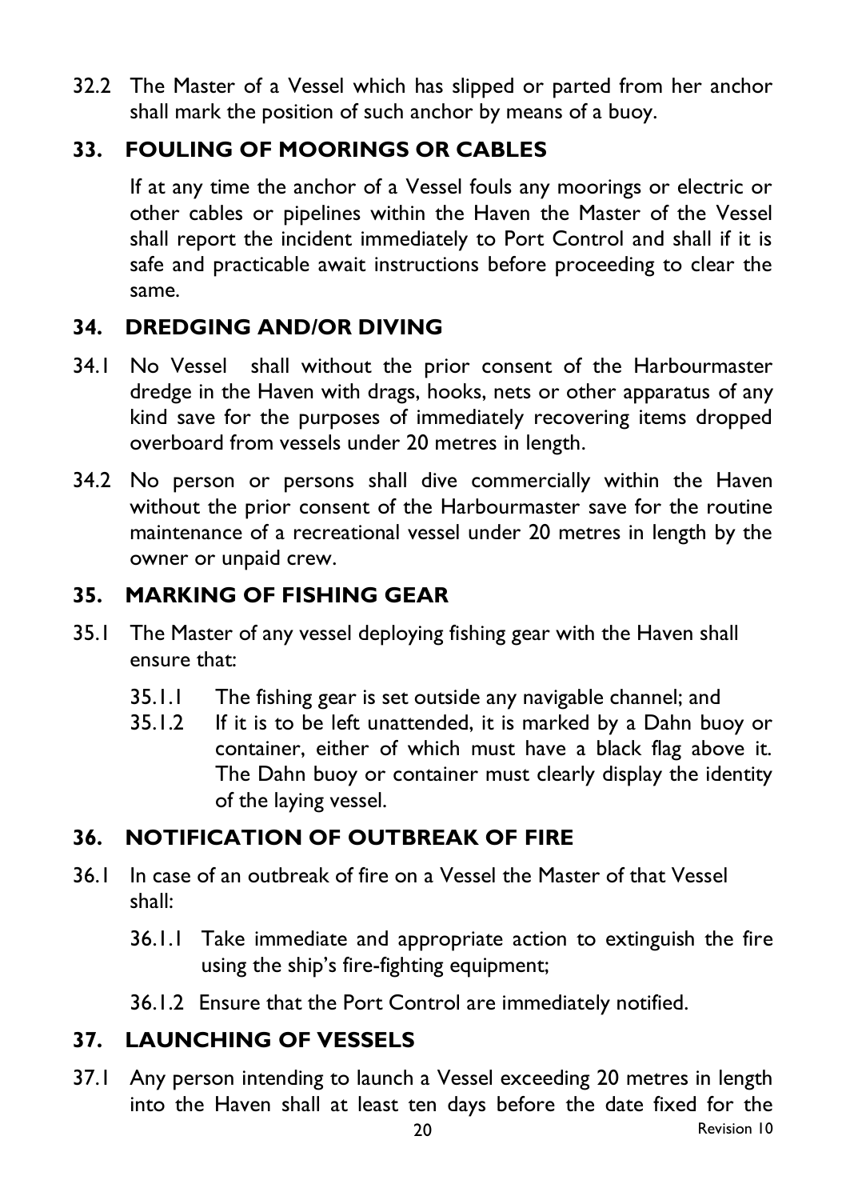32.2 The Master of a Vessel which has slipped or parted from her anchor shall mark the position of such anchor by means of a buoy.

## 33. FOULING OF MOORINGS OR CABLES

If at any time the anchor of a Vessel fouls any moorings or electric or other cables or pipelines within the Haven the Master of the Vessel shall report the incident immediately to Port Control and shall if it is safe and practicable await instructions before proceeding to clear the same.

## 34. DREDGING AND/OR DIVING

34.1 No Vessel shall without the prior consent of the Harbourmaster dredge in the Haven with drags, hooks, nets or other apparatus of any kind save for the purposes of immediately recovering items dropped overboard from vessels under 20 metres in length.

34.2 No person or persons shall dive commercially within the Haven without the prior consent of the Harbourmaster save for the routine maintenance of a recreational vessel under 20 metres in length by the owner or unpaid crew.

## 35. MARKING OF FISHING GEAR

35.1 The Master of any vessel deploying fishing gear with the Haven shall ensure that:

- 35.1.1 The fishing gear is set outside any navigable channel; and
- 35.1.2 If it is to be left unattended, it is marked by a Dahn buoy or container, either of which must have a black flag above it. The Dahn buoy or container must clearly display the identity of the laying vessel.

## 36. NOTIFICATION OF OUTBREAK OF FIRE

36.1 In case of an outbreak of fire on a Vessel the Master of that Vessel shall:

- 36.1.1 Take immediate and appropriate action to extinguish the fire using the ship's fire-fighting equipment;
- 36.1.2 Ensure that the Port Control are immediately notified.

## 37. LAUNCHING OF VESSELS

37.1 Any person intending to launch a Vessel exceeding 20 metres in length into the Haven shall at least ten days before the date fixed for the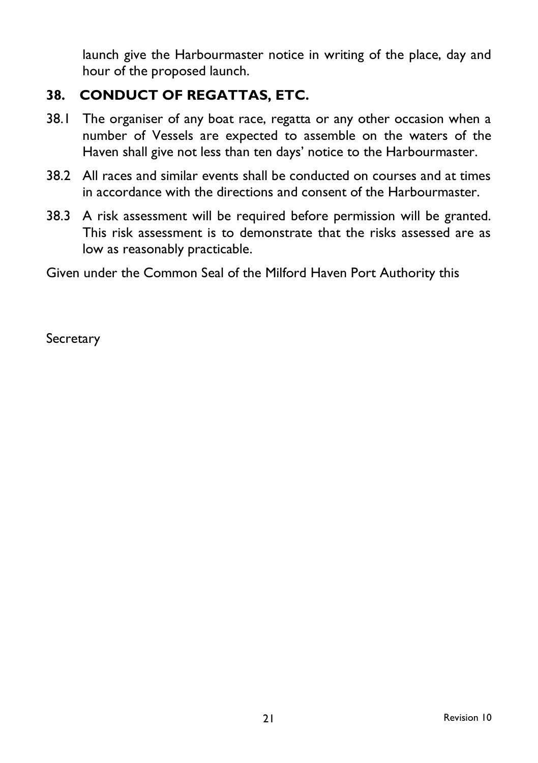launch give the Harbourmaster notice in writing of the place, day and hour of the proposed launch.

## 38. CONDUCT OF REGATTAS, ETC.

38.1 The organiser of any boat race, regatta or any other occasion when a number of Vessels are expected to assemble on the waters of the Haven shall give not less than ten days' notice to the Harbourmaster.

38.2 All races and similar events shall be conducted on courses and at times in accordance with the directions and consent of the Harbourmaster.

38.3 A risk assessment will be required before permission will be granted. This risk assessment is to demonstrate that the risks assessed are as low as reasonably practicable.

Given under the Common Seal of the Milford Haven Port Authority this

Secretary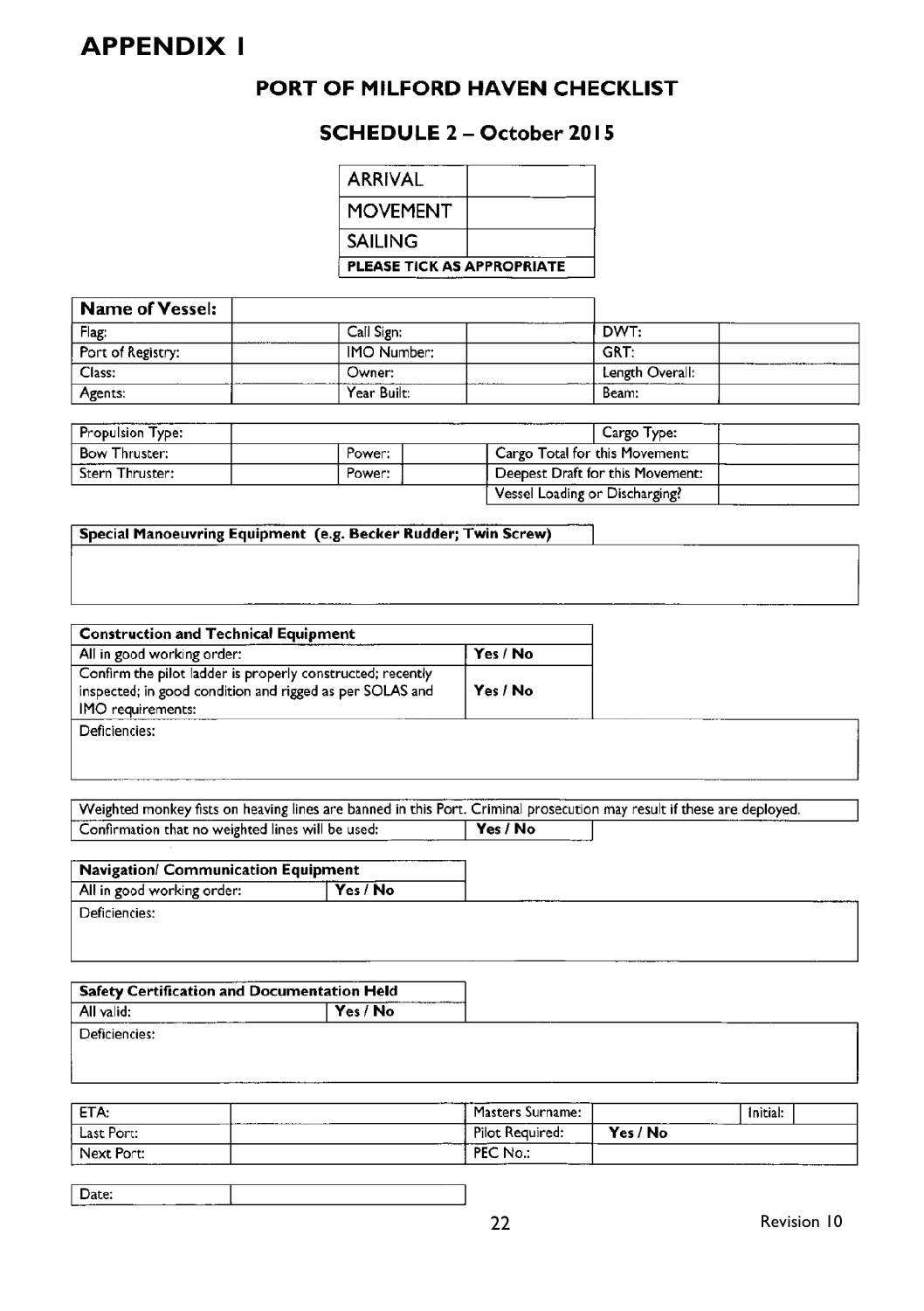# APPENDIX 1

## PORT OF MILFORD HAVEN CHECKLIST

### SCHEDULE 2 – October 2015

| ARRIVAL | |
|---|---|
| MOVEMENT | |
| SAILING | |
| **PLEASE TICK AS APPROPRIATE** | |

| **Name of Vessel:** | | | | | |
|---|---|---|---|---|---|
| Flag: | | Call Sign: | | DWT: | |
| Port of Registry: | | IMO Number: | | GRT: | |
| Class: | | Owner: | | Length Overall: | |
| Agents: | | Year Built: | | Beam: | |

| Propulsion Type: | | | | Cargo Type: | |
|---|---|---|---|---|---|
| Bow Thruster: | | Power: | | Cargo Total for this Movement: | |
| Stern Thruster: | | Power: | | Deepest Draft for this Movement: | |
| | | | | Vessel Loading or Discharging? | |

| **Special Manoeuvring Equipment (e.g. Becker Rudder; Twin Screw)** |
|---|
| |

| **Construction and Technical Equipment** | |
|---|---|
| All in good working order: | **Yes / No** |
| Confirm the pilot ladder is properly constructed; recently inspected; in good condition and rigged as per SOLAS and IMO requirements: | **Yes / No** |
| Deficiencies: | |

| Weighted monkey fists on heaving lines are banned in this Port. Criminal prosecution may result if these are deployed. | |
|---|---|
| Confirmation that no weighted lines will be used: | **Yes / No** |

| **Navigation/ Communication Equipment** | |
|---|---|
| All in good working order: | **Yes / No** |
| Deficiencies: | |

| **Safety Certification and Documentation Held** | |
|---|---|
| All valid: | **Yes / No** |
| Deficiencies: | |

| ETA: | | Masters Surname: | | Initial: | |
|---|---|---|---|---|---|
| Last Port: | | Pilot Required: | **Yes / No** | | |
| Next Port: | | PEC No.: | | | |

| Date: | |
|---|---|

Revision 10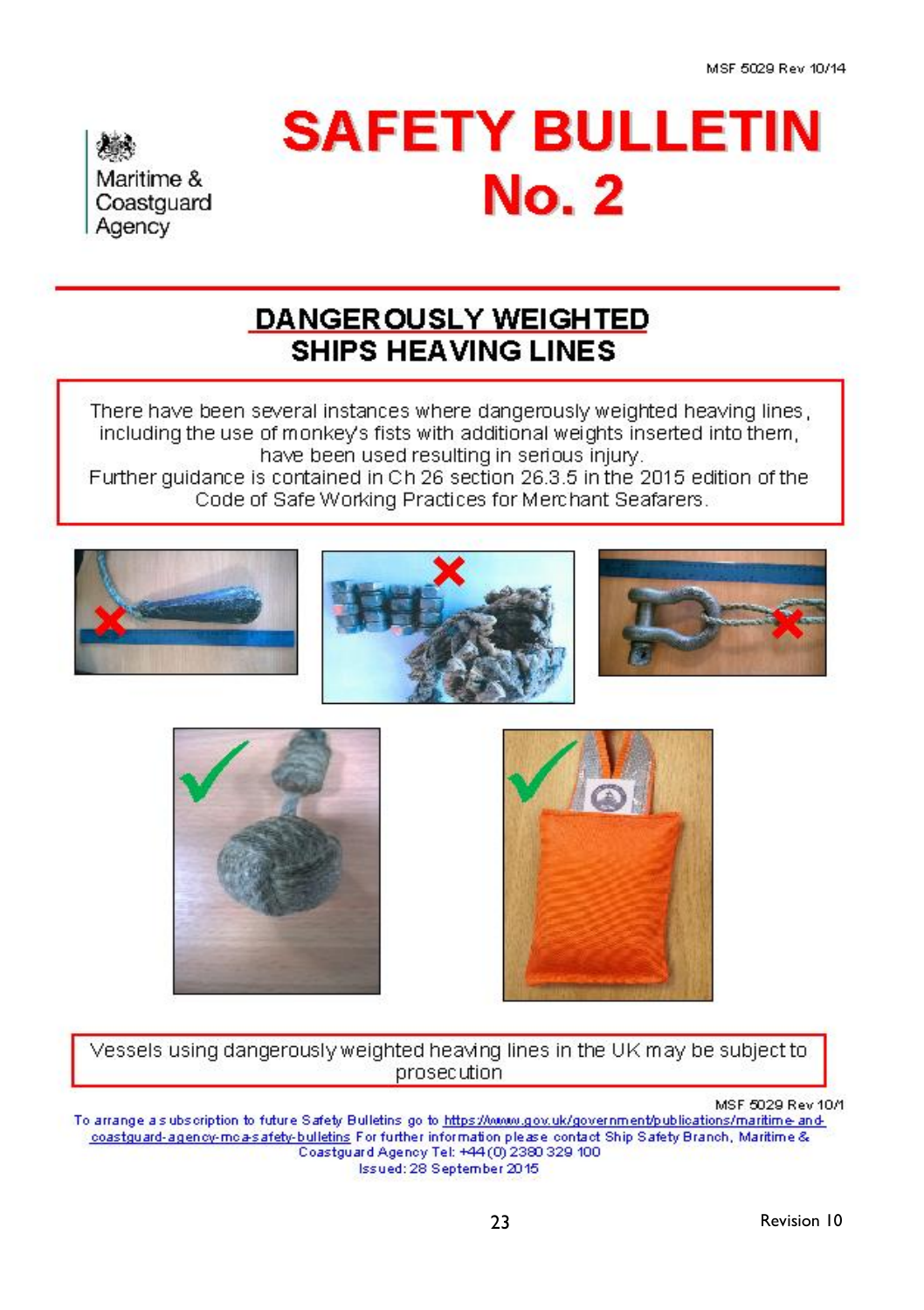MSF 5029 Rev 10/14

Maritime & Coastguard Agency

# SAFETY BULLETIN No. 2

## DANGEROUSLY WEIGHTED SHIPS HEAVING LINES

There have been several instances where dangerously weighted heaving lines, including the use of monkey's fists with additional weights inserted into them, have been used resulting in serious injury.
Further guidance is contained in Ch 26 section 26.3.5 in the 2015 edition of the Code of Safe Working Practices for Merchant Seafarers.

Vessels using dangerously weighted heaving lines in the UK may be subject to prosecution

MSF 5029 Rev 10/1

To arrange a subscription to future Safety Bulletins go to https://www.gov.uk/government/publications/maritime-and-coastguard-agency-mca-safety-bulletins For further information please contact Ship Safety Branch, Maritime & Coastguard Agency Tel: +44 (0) 2380 329 100
Issued: 28 September 2015

Revision 10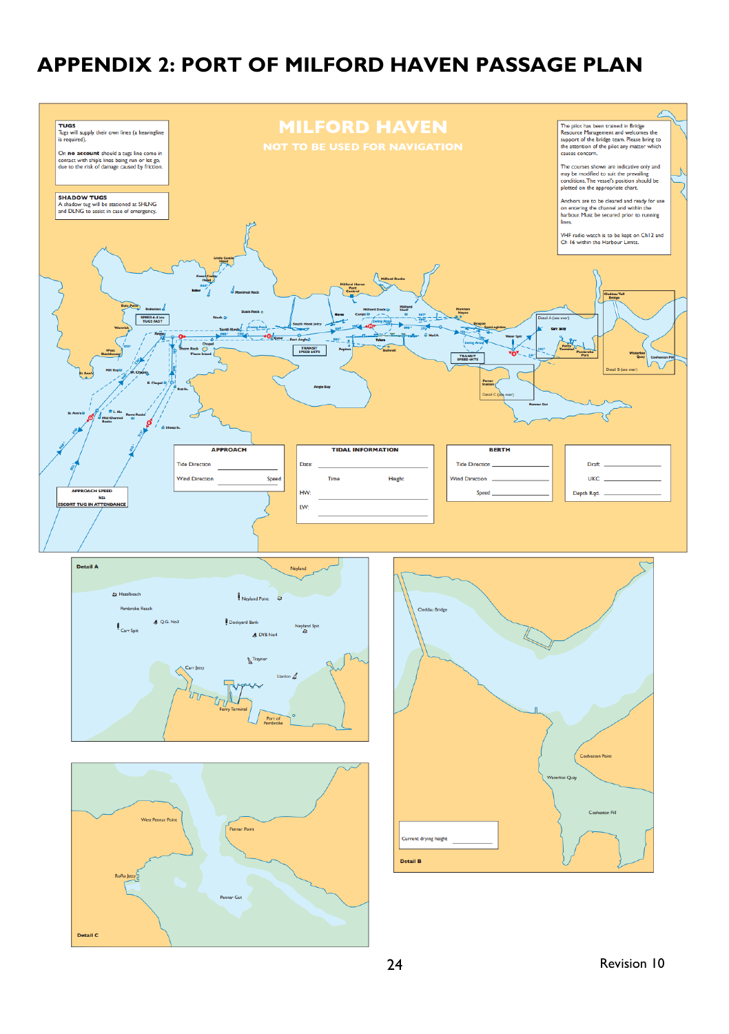# APPENDIX 2: PORT OF MILFORD HAVEN PASSAGE PLAN

**MILFORD HAVEN**

**NOT TO BE USED FOR NAVIGATION**

**TUGS**
Tugs will supply their own lines (a heavingline is required).

On **no account** should a tugs line come in contact with ships lines being run or let go, due to the risk of damage caused by friction.

**SHADOW TUGS**
A shadow tug will be stationed at SHLNG and DLNG to assist in case of emergency.

The pilot has been trained in Bridge Resource Management and welcomes the support of the bridge team. Please bring to the attention of the pilot any matter which causes concern.

The courses shown are indicative only and may be modified to suit the prevailing conditions. The vessel's position should be plotted on the appropriate chart.

Anchors are to be cleared and ready for use on entering the channel and within the harbour. Must be secured prior to running lines.

VHF radio watch is to be kept on Ch12 and Ch 16 within the Harbour Limits.

**APPROACH SPEED** ___ kts
**ESCORT TUG IN ATTENDANCE**

**APPROACH**

Tide Direction ____________

Wind Direction ____________ Speed

**TIDAL INFORMATION**

Date: ____________

| | Time | Height |
|---|---|---|
| HW: | | |
| LW: | | |

**BERTH**

Tide Direction ____________

Wind Direction ____________

Speed ____________

Draft ____________

UKC ____________

Depth Rqd. ____________

**Detail A**

**Detail B**

Current drying height ____________

**Detail C**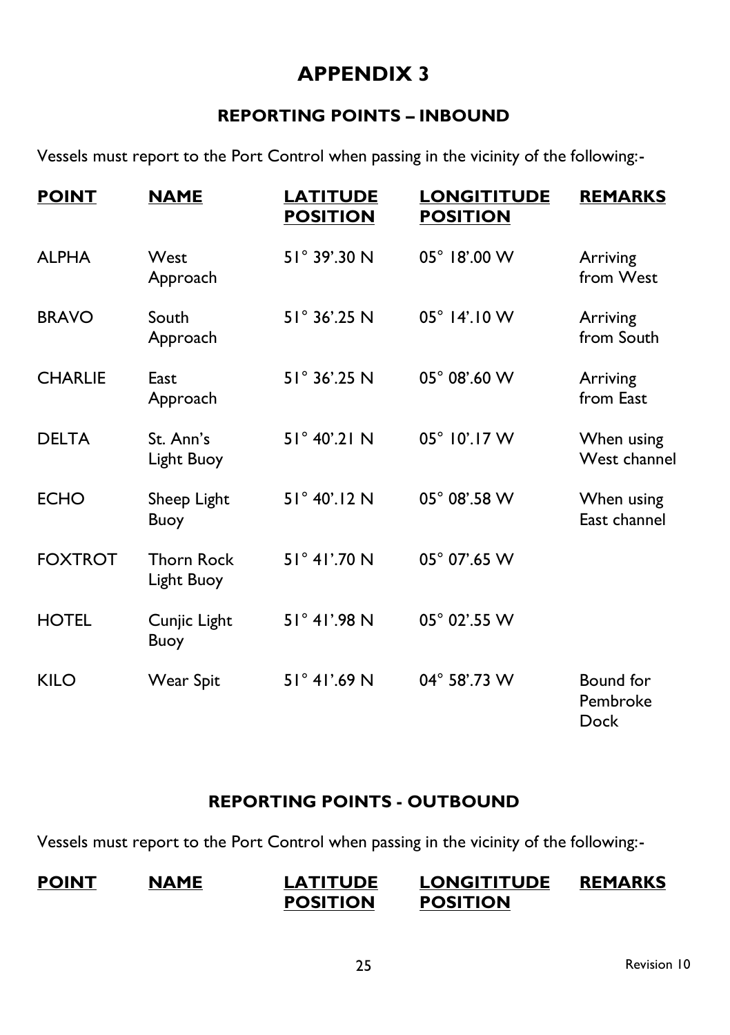# APPENDIX 3

## REPORTING POINTS – INBOUND

Vessels must report to the Port Control when passing in the vicinity of the following:-

| POINT | NAME | LATITUDE POSITION | LONGITITUDE POSITION | REMARKS |
|---|---|---|---|---|
| ALPHA | West Approach | 51° 39'.30 N | 05° 18'.00 W | Arriving from West |
| BRAVO | South Approach | 51° 36'.25 N | 05° 14'.10 W | Arriving from South |
| CHARLIE | East Approach | 51° 36'.25 N | 05° 08'.60 W | Arriving from East |
| DELTA | St. Ann's Light Buoy | 51° 40'.21 N | 05° 10'.17 W | When using West channel |
| ECHO | Sheep Light Buoy | 51° 40'.12 N | 05° 08'.58 W | When using East channel |
| FOXTROT | Thorn Rock Light Buoy | 51° 41'.70 N | 05° 07'.65 W | |
| HOTEL | Cunjic Light Buoy | 51° 41'.98 N | 05° 02'.55 W | |
| KILO | Wear Spit | 51° 41'.69 N | 04° 58'.73 W | Bound for Pembroke Dock |

## REPORTING POINTS - OUTBOUND

Vessels must report to the Port Control when passing in the vicinity of the following:-

| POINT | NAME | LATITUDE POSITION | LONGITITUDE POSITION | REMARKS |
|---|---|---|---|---|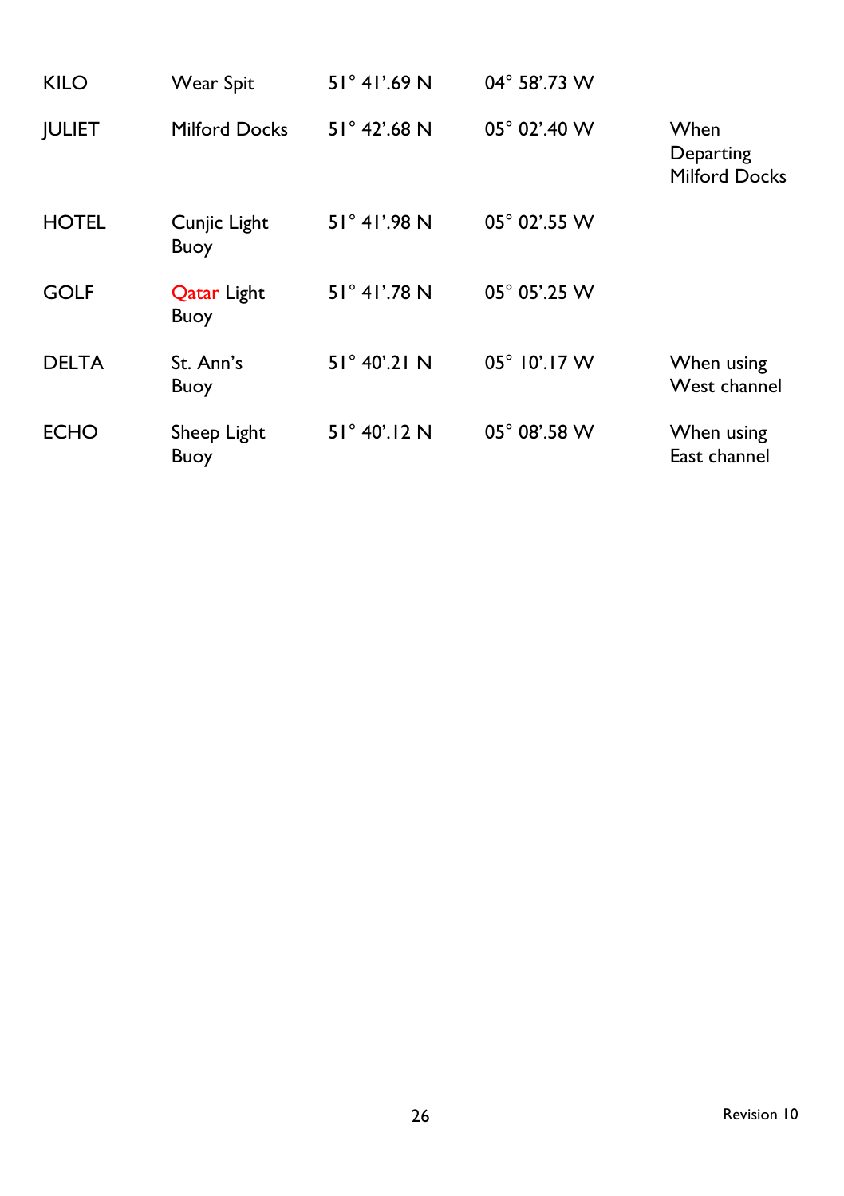| | | | | |
|---|---|---|---|---|
| KILO | Wear Spit | 51° 41'.69 N | 04° 58'.73 W | |
| JULIET | Milford Docks | 51° 42'.68 N | 05° 02'.40 W | When Departing Milford Docks |
| HOTEL | Cunjic Light Buoy | 51° 41'.98 N | 05° 02'.55 W | |
| GOLF | Qatar Light Buoy | 51° 41'.78 N | 05° 05'.25 W | |
| DELTA | St. Ann's Buoy | 51° 40'.21 N | 05° 10'.17 W | When using West channel |
| ECHO | Sheep Light Buoy | 51° 40'.12 N | 05° 08'.58 W | When using East channel |

Revision 10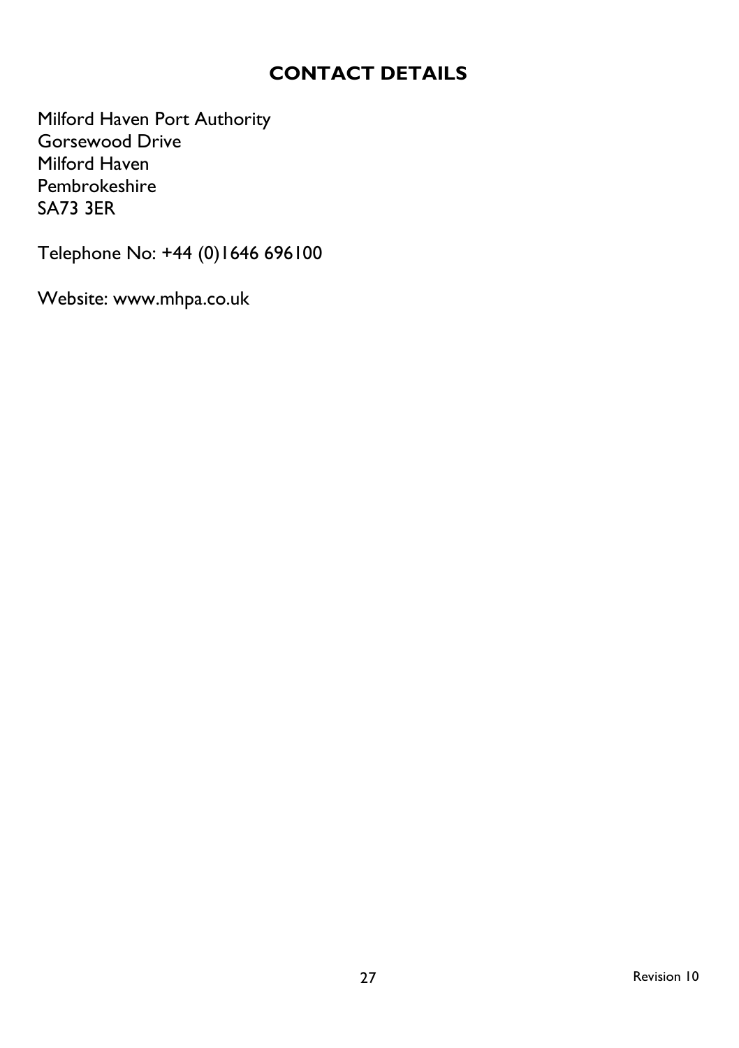## CONTACT DETAILS

Milford Haven Port Authority
Gorsewood Drive
Milford Haven
Pembrokeshire
SA73 3ER

Telephone No: +44 (0)1646 696100

Website: www.mhpa.co.uk